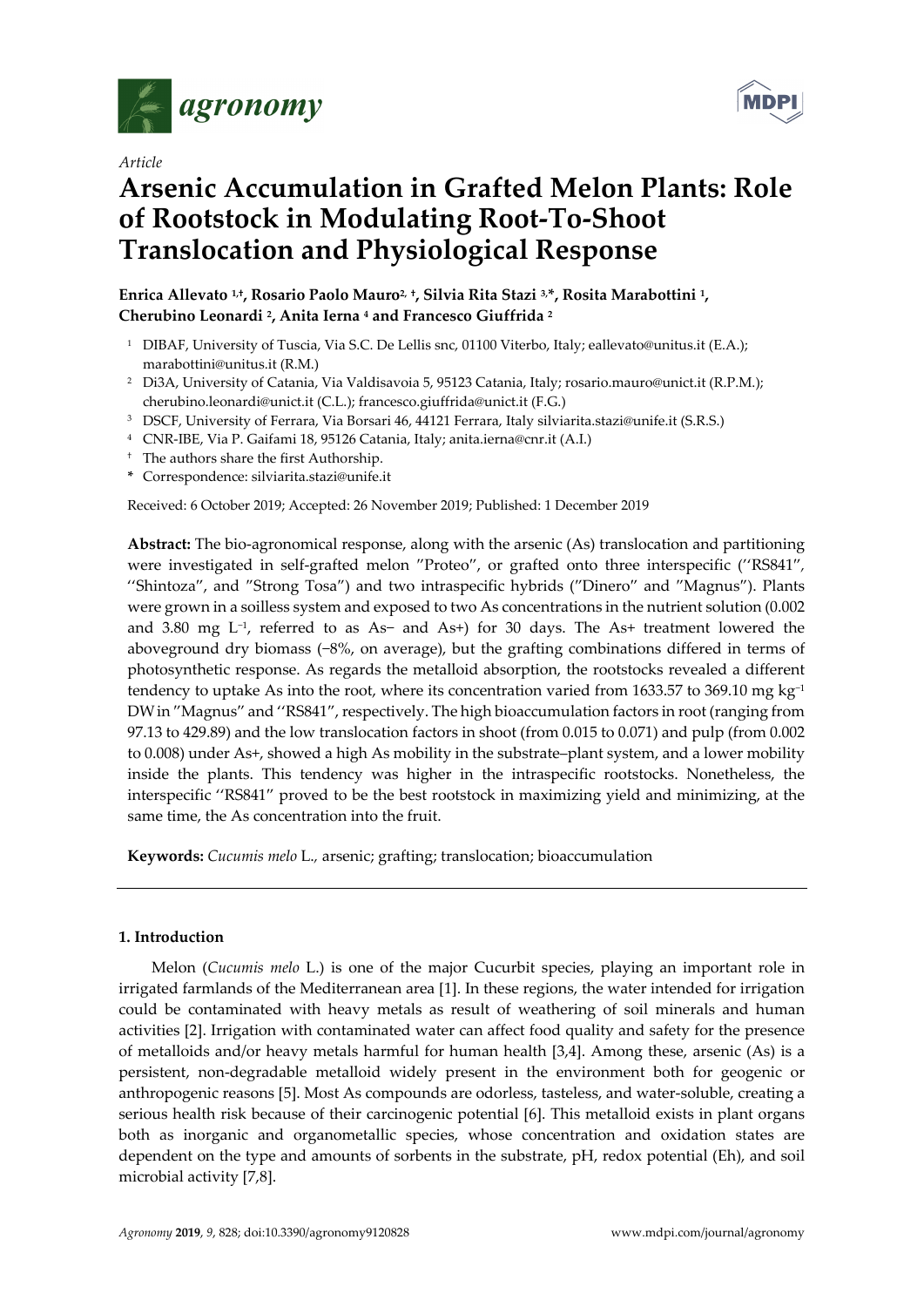*Article*

# Arsenic Accumulation in Grafted Melon Plants: Role of Rootstock in Modulating Root-To-Shoot Translocation and Physiological Response

**Enrica Allevato [1,†], Rosario Paolo Mauro [2,†], Silvia Rita Stazi [3,*], Rosita Marabottini [1], Cherubino Leonardi [2], Anita Ierna [4] and Francesco Giuffrida [2]**

[1] DIBAF, University of Tuscia, Via S.C. De Lellis snc, 01100 Viterbo, Italy; eallevato@unitus.it (E.A.); marabottini@unitus.it (R.M.)

[2] Di3A, University of Catania, Via Valdisavoia 5, 95123 Catania, Italy; rosario.mauro@unict.it (R.P.M.); cherubino.leonardi@unict.it (C.L.); francesco.giuffrida@unict.it (F.G.)

[3] DSCF, University of Ferrara, Via Borsari 46, 44121 Ferrara, Italy silviarita.stazi@unife.it (S.R.S.)

[4] CNR-IBE, Via P. Gaifami 18, 95126 Catania, Italy; anita.ierna@cnr.it (A.I.)

† The authors share the first Authorship.

\* Correspondence: silviarita.stazi@unife.it

Received: 6 October 2019; Accepted: 26 November 2019; Published: 1 December 2019

**Abstract:** The bio-agronomical response, along with the arsenic (As) translocation and partitioning were investigated in self-grafted melon "Proteo", or grafted onto three interspecific ("RS841", "Shintoza", and "Strong Tosa") and two intraspecific hybrids ("Dinero" and "Magnus"). Plants were grown in a soilless system and exposed to two As concentrations in the nutrient solution (0.002 and 3.80 mg $L^{-1}$, referred to as As− and As+) for 30 days. The As+ treatment lowered the aboveground dry biomass (−8%, on average), but the grafting combinations differed in terms of photosynthetic response. As regards the metalloid absorption, the rootstocks revealed a different tendency to uptake As into the root, where its concentration varied from 1633.57 to 369.10 mg $kg^{-1}$ DW in "Magnus" and "RS841", respectively. The high bioaccumulation factors in root (ranging from 97.13 to 429.89) and the low translocation factors in shoot (from 0.015 to 0.071) and pulp (from 0.002 to 0.008) under As+, showed a high As mobility in the substrate–plant system, and a lower mobility inside the plants. This tendency was higher in the intraspecific rootstocks. Nonetheless, the interspecific "RS841" proved to be the best rootstock in maximizing yield and minimizing, at the same time, the As concentration into the fruit.

**Keywords:** *Cucumis melo* L., arsenic; grafting; translocation; bioaccumulation

## 1. Introduction

Melon (*Cucumis melo* L.) is one of the major Cucurbit species, playing an important role in irrigated farmlands of the Mediterranean area [1]. In these regions, the water intended for irrigation could be contaminated with heavy metals as result of weathering of soil minerals and human activities [2]. Irrigation with contaminated water can affect food quality and safety for the presence of metalloids and/or heavy metals harmful for human health [3,4]. Among these, arsenic (As) is a persistent, non-degradable metalloid widely present in the environment both for geogenic or anthropogenic reasons [5]. Most As compounds are odorless, tasteless, and water-soluble, creating a serious health risk because of their carcinogenic potential [6]. This metalloid exists in plant organs both as inorganic and organometallic species, whose concentration and oxidation states are dependent on the type and amounts of sorbents in the substrate, pH, redox potential (Eh), and soil microbial activity [7,8].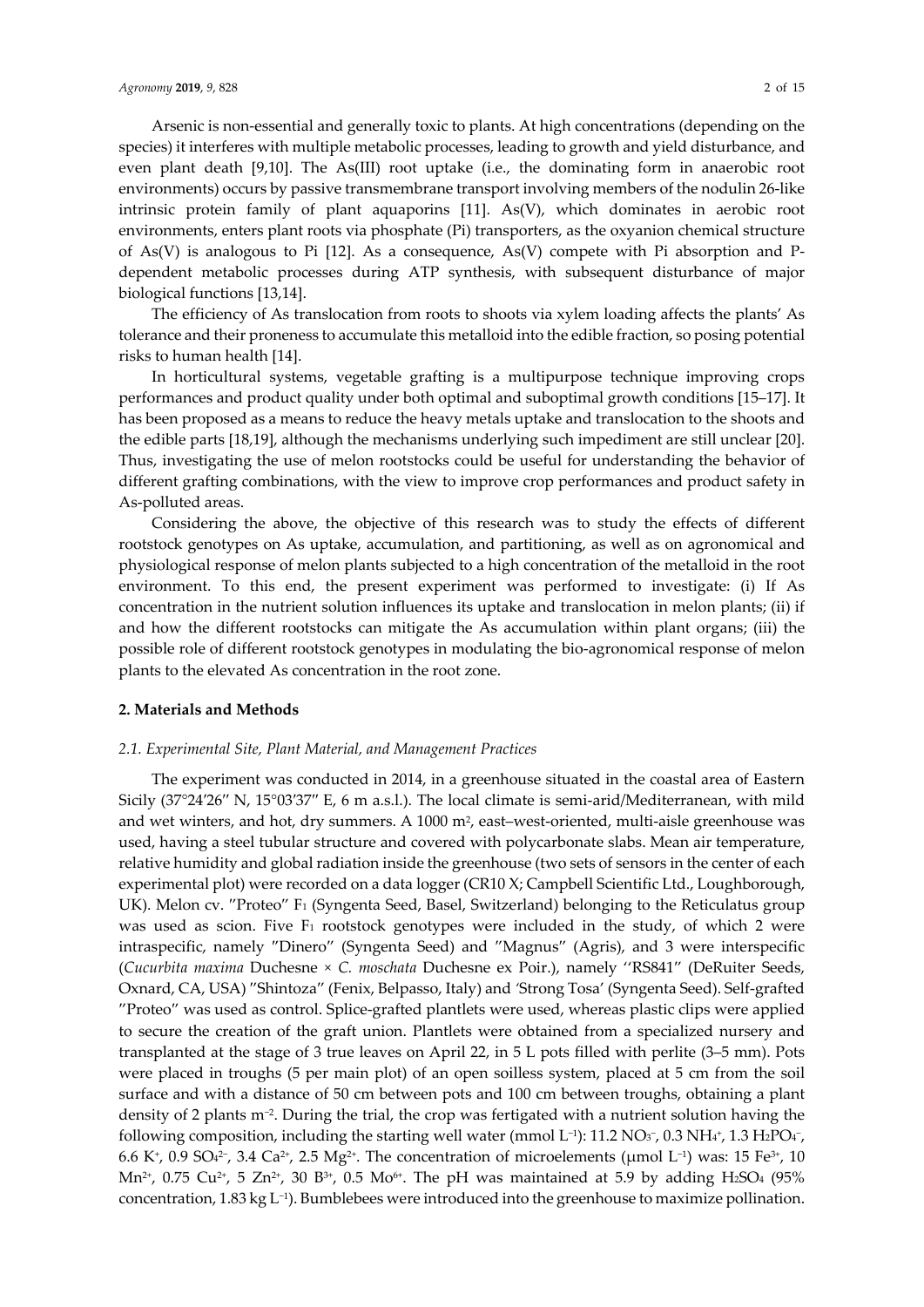Arsenic is non-essential and generally toxic to plants. At high concentrations (depending on the species) it interferes with multiple metabolic processes, leading to growth and yield disturbance, and even plant death [9,10]. The As(III) root uptake (i.e., the dominating form in anaerobic root environments) occurs by passive transmembrane transport involving members of the nodulin 26-like intrinsic protein family of plant aquaporins [11]. As(V), which dominates in aerobic root environments, enters plant roots via phosphate (Pi) transporters, as the oxyanion chemical structure of As(V) is analogous to Pi [12]. As a consequence, As(V) compete with Pi absorption and P-dependent metabolic processes during ATP synthesis, with subsequent disturbance of major biological functions [13,14].

The efficiency of As translocation from roots to shoots via xylem loading affects the plants' As tolerance and their proneness to accumulate this metalloid into the edible fraction, so posing potential risks to human health [14].

In horticultural systems, vegetable grafting is a multipurpose technique improving crops performances and product quality under both optimal and suboptimal growth conditions [15–17]. It has been proposed as a means to reduce the heavy metals uptake and translocation to the shoots and the edible parts [18,19], although the mechanisms underlying such impediment are still unclear [20]. Thus, investigating the use of melon rootstocks could be useful for understanding the behavior of different grafting combinations, with the view to improve crop performances and product safety in As-polluted areas.

Considering the above, the objective of this research was to study the effects of different rootstock genotypes on As uptake, accumulation, and partitioning, as well as on agronomical and physiological response of melon plants subjected to a high concentration of the metalloid in the root environment. To this end, the present experiment was performed to investigate: (i) If As concentration in the nutrient solution influences its uptake and translocation in melon plants; (ii) if and how the different rootstocks can mitigate the As accumulation within plant organs; (iii) the possible role of different rootstock genotypes in modulating the bio-agronomical response of melon plants to the elevated As concentration in the root zone.

## 2. Materials and Methods

### *2.1. Experimental Site, Plant Material, and Management Practices*

The experiment was conducted in 2014, in a greenhouse situated in the coastal area of Eastern Sicily (37°24′26″ N, 15°03′37″ E, 6 m a.s.l.). The local climate is semi-arid/Mediterranean, with mild and wet winters, and hot, dry summers. A 1000 $m^2$, east–west-oriented, multi-aisle greenhouse was used, having a steel tubular structure and covered with polycarbonate slabs. Mean air temperature, relative humidity and global radiation inside the greenhouse (two sets of sensors in the center of each experimental plot) were recorded on a data logger (CR10 X; Campbell Scientific Ltd., Loughborough, UK). Melon cv. "Proteo" $F_1$ (Syngenta Seed, Basel, Switzerland) belonging to the Reticulatus group was used as scion. Five $F_1$ rootstock genotypes were included in the study, of which 2 were intraspecific, namely "Dinero" (Syngenta Seed) and "Magnus" (Agris), and 3 were interspecific (*Cucurbita maxima* Duchesne × *C. moschata* Duchesne ex Poir.), namely "RS841" (DeRuiter Seeds, Oxnard, CA, USA) "Shintoza" (Fenix, Belpasso, Italy) and 'Strong Tosa' (Syngenta Seed). Self-grafted "Proteo" was used as control. Splice-grafted plantlets were used, whereas plastic clips were applied to secure the creation of the graft union. Plantlets were obtained from a specialized nursery and transplanted at the stage of 3 true leaves on April 22, in 5 L pots filled with perlite (3–5 mm). Pots were placed in troughs (5 per main plot) of an open soilless system, placed at 5 cm from the soil surface and with a distance of 50 cm between pots and 100 cm between troughs, obtaining a plant density of 2 plants $m^{-2}$. During the trial, the crop was fertigated with a nutrient solution having the following composition, including the starting well water (mmol $L^{-1}$): 11.2 $NO_3^-$, 0.3 $NH_4^+$, 1.3 $H_2PO_4^-$, 6.6 $K^+$, 0.9 $SO_4^{2-}$, 3.4 $Ca^{2+}$, 2.5 $Mg^{2+}$. The concentration of microelements (μmol $L^{-1}$) was: 15 $Fe^{3+}$, 10 $Mn^{2+}$, 0.75 $Cu^{2+}$, 5 $Zn^{2+}$, 30 $B^{3+}$, 0.5 $Mo^{6+}$. The pH was maintained at 5.9 by adding $H_2SO_4$ (95% concentration, 1.83 kg $L^{-1}$). Bumblebees were introduced into the greenhouse to maximize pollination.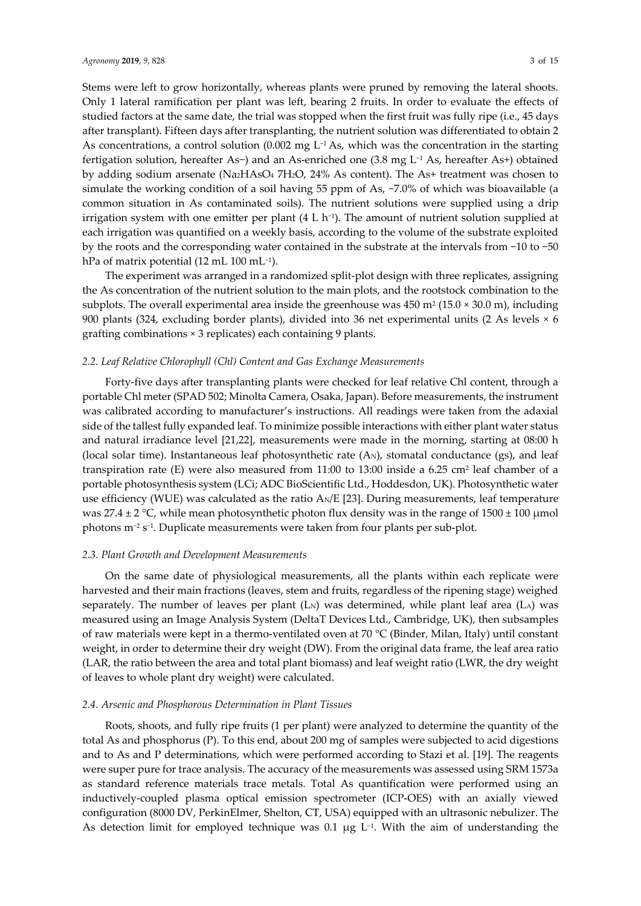Stems were left to grow horizontally, whereas plants were pruned by removing the lateral shoots. Only 1 lateral ramification per plant was left, bearing 2 fruits. In order to evaluate the effects of studied factors at the same date, the trial was stopped when the first fruit was fully ripe (i.e., 45 days after transplant). Fifteen days after transplanting, the nutrient solution was differentiated to obtain 2 As concentrations, a control solution (0.002 mg $L^{-1}$ As, which was the concentration in the starting fertigation solution, hereafter As−) and an As-enriched one (3.8 mg $L^{-1}$ As, hereafter As+) obtained by adding sodium arsenate ($Na_2HAsO_4$ $7H_2O$, 24% As content). The As+ treatment was chosen to simulate the working condition of a soil having 55 ppm of As, ~7.0% of which was bioavailable (a common situation in As contaminated soils). The nutrient solutions were supplied using a drip irrigation system with one emitter per plant (4 L $h^{-1}$). The amount of nutrient solution supplied at each irrigation was quantified on a weekly basis, according to the volume of the substrate exploited by the roots and the corresponding water contained in the substrate at the intervals from −10 to −50 hPa of matrix potential (12 mL 100 $mL^{-1}$).

The experiment was arranged in a randomized split-plot design with three replicates, assigning the As concentration of the nutrient solution to the main plots, and the rootstock combination to the subplots. The overall experimental area inside the greenhouse was 450 $m^2$ (15.0 × 30.0 m), including 900 plants (324, excluding border plants), divided into 36 net experimental units (2 As levels × 6 grafting combinations × 3 replicates) each containing 9 plants.

### *2.2. Leaf Relative Chlorophyll (Chl) Content and Gas Exchange Measurements*

Forty-five days after transplanting plants were checked for leaf relative Chl content, through a portable Chl meter (SPAD 502; Minolta Camera, Osaka, Japan). Before measurements, the instrument was calibrated according to manufacturer's instructions. All readings were taken from the adaxial side of the tallest fully expanded leaf. To minimize possible interactions with either plant water status and natural irradiance level [21,22], measurements were made in the morning, starting at 08:00 h (local solar time). Instantaneous leaf photosynthetic rate ($A_N$), stomatal conductance (gs), and leaf transpiration rate (E) were also measured from 11:00 to 13:00 inside a 6.25 $cm^2$ leaf chamber of a portable photosynthesis system (LCi; ADC BioScientific Ltd., Hoddesdon, UK). Photosynthetic water use efficiency (WUE) was calculated as the ratio $A_N/E$ [23]. During measurements, leaf temperature was 27.4 ± 2 °C, while mean photosynthetic photon flux density was in the range of 1500 ± 100 μmol photons $m^{-2}$ $s^{-1}$. Duplicate measurements were taken from four plants per sub-plot.

### *2.3. Plant Growth and Development Measurements*

On the same date of physiological measurements, all the plants within each replicate were harvested and their main fractions (leaves, stem and fruits, regardless of the ripening stage) weighed separately. The number of leaves per plant ($L_N$) was determined, while plant leaf area ($L_A$) was measured using an Image Analysis System (DeltaT Devices Ltd., Cambridge, UK), then subsamples of raw materials were kept in a thermo-ventilated oven at 70 °C (Binder, Milan, Italy) until constant weight, in order to determine their dry weight (DW). From the original data frame, the leaf area ratio (LAR, the ratio between the area and total plant biomass) and leaf weight ratio (LWR, the dry weight of leaves to whole plant dry weight) were calculated.

### *2.4. Arsenic and Phosphorous Determination in Plant Tissues*

Roots, shoots, and fully ripe fruits (1 per plant) were analyzed to determine the quantity of the total As and phosphorus (P). To this end, about 200 mg of samples were subjected to acid digestions and to As and P determinations, which were performed according to Stazi et al. [19]. The reagents were super pure for trace analysis. The accuracy of the measurements was assessed using SRM 1573a as standard reference materials trace metals. Total As quantification were performed using an inductively-coupled plasma optical emission spectrometer (ICP-OES) with an axially viewed configuration (8000 DV, PerkinElmer, Shelton, CT, USA) equipped with an ultrasonic nebulizer. The As detection limit for employed technique was 0.1 μg $L^{-1}$. With the aim of understanding the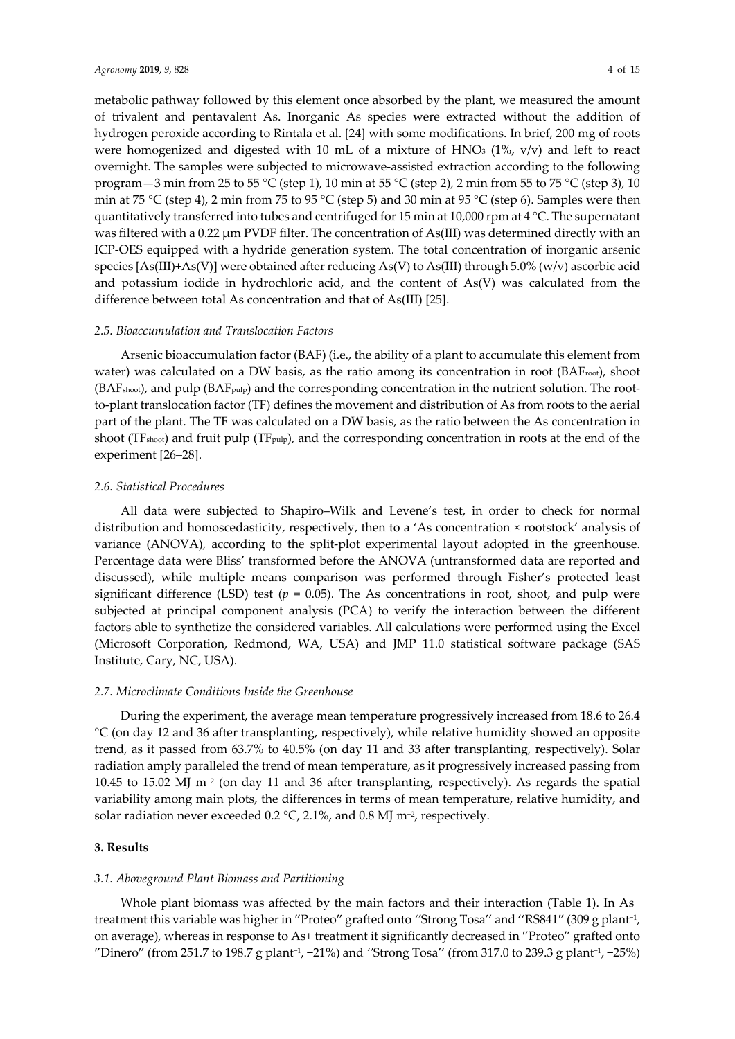metabolic pathway followed by this element once absorbed by the plant, we measured the amount of trivalent and pentavalent As. Inorganic As species were extracted without the addition of hydrogen peroxide according to Rintala et al. [24] with some modifications. In brief, 200 mg of roots were homogenized and digested with 10 mL of a mixture of $HNO_3$ (1%, v/v) and left to react overnight. The samples were subjected to microwave-assisted extraction according to the following program—3 min from 25 to 55 °C (step 1), 10 min at 55 °C (step 2), 2 min from 55 to 75 °C (step 3), 10 min at 75 °C (step 4), 2 min from 75 to 95 °C (step 5) and 30 min at 95 °C (step 6). Samples were then quantitatively transferred into tubes and centrifuged for 15 min at 10,000 rpm at 4 °C. The supernatant was filtered with a 0.22 μm PVDF filter. The concentration of As(III) was determined directly with an ICP-OES equipped with a hydride generation system. The total concentration of inorganic arsenic species [As(III)+As(V)] were obtained after reducing As(V) to As(III) through 5.0% (w/v) ascorbic acid and potassium iodide in hydrochloric acid, and the content of As(V) was calculated from the difference between total As concentration and that of As(III) [25].

### *2.5. Bioaccumulation and Translocation Factors*

Arsenic bioaccumulation factor (BAF) (i.e., the ability of a plant to accumulate this element from water) was calculated on a DW basis, as the ratio among its concentration in root ($BAF_{root}$), shoot ($BAF_{shoot}$), and pulp ($BAF_{pulp}$) and the corresponding concentration in the nutrient solution. The root-to-plant translocation factor (TF) defines the movement and distribution of As from roots to the aerial part of the plant. The TF was calculated on a DW basis, as the ratio between the As concentration in shoot ($TF_{shoot}$) and fruit pulp ($TF_{pulp}$), and the corresponding concentration in roots at the end of the experiment [26–28].

### *2.6. Statistical Procedures*

All data were subjected to Shapiro–Wilk and Levene's test, in order to check for normal distribution and homoscedasticity, respectively, then to a 'As concentration × rootstock' analysis of variance (ANOVA), according to the split-plot experimental layout adopted in the greenhouse. Percentage data were Bliss' transformed before the ANOVA (untransformed data are reported and discussed), while multiple means comparison was performed through Fisher's protected least significant difference (LSD) test ($p = 0.05$). The As concentrations in root, shoot, and pulp were subjected at principal component analysis (PCA) to verify the interaction between the different factors able to synthetize the considered variables. All calculations were performed using the Excel (Microsoft Corporation, Redmond, WA, USA) and JMP 11.0 statistical software package (SAS Institute, Cary, NC, USA).

### *2.7. Microclimate Conditions Inside the Greenhouse*

During the experiment, the average mean temperature progressively increased from 18.6 to 26.4 °C (on day 12 and 36 after transplanting, respectively), while relative humidity showed an opposite trend, as it passed from 63.7% to 40.5% (on day 11 and 33 after transplanting, respectively). Solar radiation amply paralleled the trend of mean temperature, as it progressively increased passing from 10.45 to 15.02 MJ $m^{-2}$ (on day 11 and 36 after transplanting, respectively). As regards the spatial variability among main plots, the differences in terms of mean temperature, relative humidity, and solar radiation never exceeded 0.2 °C, 2.1%, and 0.8 MJ $m^{-2}$, respectively.

## **3. Results**

### *3.1. Aboveground Plant Biomass and Partitioning*

Whole plant biomass was affected by the main factors and their interaction (Table 1). In As− treatment this variable was higher in "Proteo" grafted onto ''Strong Tosa'' and ''RS841'' (309 g plant$^{-1}$, on average), whereas in response to As+ treatment it significantly decreased in "Proteo" grafted onto "Dinero" (from 251.7 to 198.7 g plant$^{-1}$, −21%) and ''Strong Tosa'' (from 317.0 to 239.3 g plant$^{-1}$, −25%)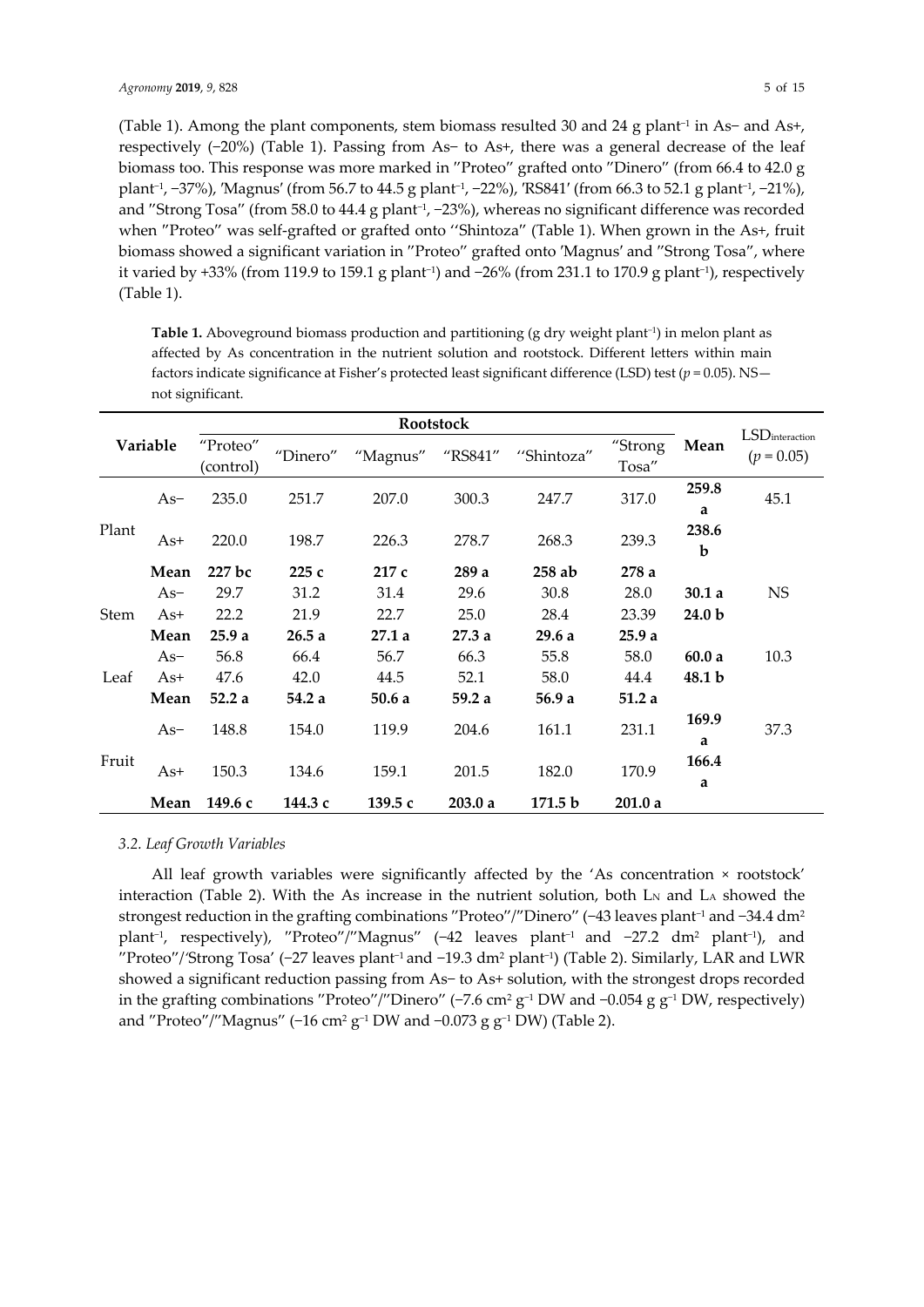(Table 1). Among the plant components, stem biomass resulted 30 and 24 g plant$^{-1}$ in As− and As+, respectively (−20%) (Table 1). Passing from As− to As+, there was a general decrease of the leaf biomass too. This response was more marked in "Proteo" grafted onto "Dinero" (from 66.4 to 42.0 g plant$^{-1}$, −37%), 'Magnus' (from 56.7 to 44.5 g plant$^{-1}$, −22%), 'RS841' (from 66.3 to 52.1 g plant$^{-1}$, −21%), and "Strong Tosa" (from 58.0 to 44.4 g plant$^{-1}$, −23%), whereas no significant difference was recorded when "Proteo" was self-grafted or grafted onto "Shintoza" (Table 1). When grown in the As+, fruit biomass showed a significant variation in "Proteo" grafted onto 'Magnus' and "Strong Tosa", where it varied by +33% (from 119.9 to 159.1 g plant$^{-1}$) and −26% (from 231.1 to 170.9 g plant$^{-1}$), respectively (Table 1).

**Table 1.** Aboveground biomass production and partitioning (g dry weight plant$^{-1}$) in melon plant as affected by As concentration in the nutrient solution and rootstock. Different letters within main factors indicate significance at Fisher's protected least significant difference (LSD) test ($p = 0.05$). NS—not significant.

| Variable | | Rootstock | | | | | | Mean | $LSD_{interaction}$ ($p = 0.05$) |
|---|---|---|---|---|---|---|---|---|---|
| | | "Proteo" (control) | "Dinero" | "Magnus" | "RS841" | "Shintoza" | "Strong Tosa" | | |
| Plant | As− | 235.0 | 251.7 | 207.0 | 300.3 | 247.7 | 317.0 | **259.8 a** | 45.1 |
| | As+ | 220.0 | 198.7 | 226.3 | 278.7 | 268.3 | 239.3 | **238.6 b** | |
| | **Mean** | **227 bc** | **225 c** | **217 c** | **289 a** | **258 ab** | **278 a** | | |
| Stem | As− | 29.7 | 31.2 | 31.4 | 29.6 | 30.8 | 28.0 | **30.1 a** | NS |
| | As+ | 22.2 | 21.9 | 22.7 | 25.0 | 28.4 | 23.39 | **24.0 b** | |
| | **Mean** | **25.9 a** | **26.5 a** | **27.1 a** | **27.3 a** | **29.6 a** | **25.9 a** | | |
| Leaf | As− | 56.8 | 66.4 | 56.7 | 66.3 | 55.8 | 58.0 | **60.0 a** | 10.3 |
| | As+ | 47.6 | 42.0 | 44.5 | 52.1 | 58.0 | 44.4 | **48.1 b** | |
| | **Mean** | **52.2 a** | **54.2 a** | **50.6 a** | **59.2 a** | **56.9 a** | **51.2 a** | | |
| Fruit | As− | 148.8 | 154.0 | 119.9 | 204.6 | 161.1 | 231.1 | **169.9 a** | 37.3 |
| | As+ | 150.3 | 134.6 | 159.1 | 201.5 | 182.0 | 170.9 | **166.4 a** | |
| | **Mean** | **149.6 c** | **144.3 c** | **139.5 c** | **203.0 a** | **171.5 b** | **201.0 a** | | |

### 3.2. Leaf Growth Variables

All leaf growth variables were significantly affected by the 'As concentration × rootstock' interaction (Table 2). With the As increase in the nutrient solution, both $L_N$ and $L_A$ showed the strongest reduction in the grafting combinations "Proteo"/"Dinero" (−43 leaves plant$^{-1}$ and −34.4 dm$^2$ plant$^{-1}$, respectively), "Proteo"/"Magnus" (−42 leaves plant$^{-1}$ and −27.2 dm$^2$ plant$^{-1}$), and "Proteo"/'Strong Tosa' (−27 leaves plant$^{-1}$ and −19.3 dm$^2$ plant$^{-1}$) (Table 2). Similarly, LAR and LWR showed a significant reduction passing from As− to As+ solution, with the strongest drops recorded in the grafting combinations "Proteo"/"Dinero" (−7.6 cm$^2$ g$^{-1}$ DW and −0.054 g g$^{-1}$ DW, respectively) and "Proteo"/"Magnus" (−16 cm$^2$ g$^{-1}$ DW and −0.073 g g$^{-1}$ DW) (Table 2).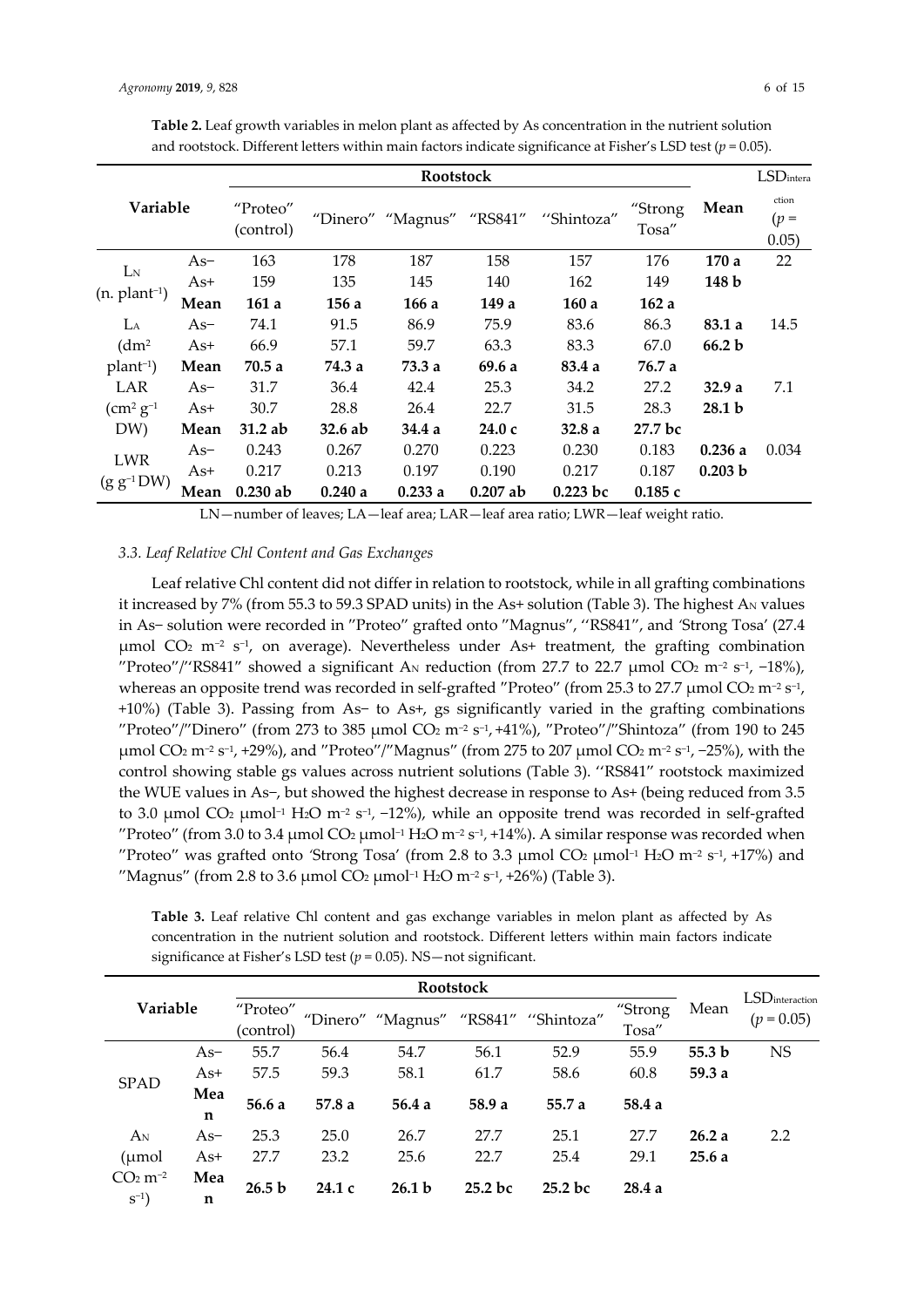**Table 2.** Leaf growth variables in melon plant as affected by As concentration in the nutrient solution and rootstock. Different letters within main factors indicate significance at Fisher's LSD test ($p = 0.05$).

| Variable | | Rootstock | | | | | | Mean | $LSD_{interaction}$ ($p = 0.05$) |
|---|---|---|---|---|---|---|---|---|---|
| | | "Proteo" (control) | "Dinero" | "Magnus" | "RS841" | "Shintoza" | "Strong Tosa" | | |
| $L_N$ (n. plant$^{-1}$) | As− | 163 | 178 | 187 | 158 | 157 | 176 | **170 a** | 22 |
| | As+ | 159 | 135 | 145 | 140 | 162 | 149 | **148 b** | |
| | **Mean** | **161 a** | **156 a** | **166 a** | **149 a** | **160 a** | **162 a** | | |
| $L_A$ (dm$^2$ plant$^{-1}$) | As− | 74.1 | 91.5 | 86.9 | 75.9 | 83.6 | 86.3 | **83.1 a** | 14.5 |
| | As+ | 66.9 | 57.1 | 59.7 | 63.3 | 83.3 | 67.0 | **66.2 b** | |
| | **Mean** | **70.5 a** | **74.3 a** | **73.3 a** | **69.6 a** | **83.4 a** | **76.7 a** | | |
| LAR (cm$^2$ g$^{-1}$ DW) | As− | 31.7 | 36.4 | 42.4 | 25.3 | 34.2 | 27.2 | **32.9 a** | 7.1 |
| | As+ | 30.7 | 28.8 | 26.4 | 22.7 | 31.5 | 28.3 | **28.1 b** | |
| | **Mean** | **31.2 ab** | **32.6 ab** | **34.4 a** | **24.0 c** | **32.8 a** | **27.7 bc** | | |
| LWR (g g$^{-1}$ DW) | As− | 0.243 | 0.267 | 0.270 | 0.223 | 0.230 | 0.183 | **0.236 a** | 0.034 |
| | As+ | 0.217 | 0.213 | 0.197 | 0.190 | 0.217 | 0.187 | **0.203 b** | |
| | **Mean** | **0.230 ab** | **0.240 a** | **0.233 a** | **0.207 ab** | **0.223 bc** | **0.185 c** | | |

LN—number of leaves; LA—leaf area; LAR—leaf area ratio; LWR—leaf weight ratio.

### *3.3. Leaf Relative Chl Content and Gas Exchanges*

Leaf relative Chl content did not differ in relation to rootstock, while in all grafting combinations it increased by 7% (from 55.3 to 59.3 SPAD units) in the As+ solution (Table 3). The highest $A_N$ values in As− solution were recorded in "Proteo" grafted onto "Magnus", "RS841", and 'Strong Tosa' (27.4 μmol $CO_2$ m$^{-2}$ s$^{-1}$, on average). Nevertheless under As+ treatment, the grafting combination "Proteo"/"RS841" showed a significant $A_N$ reduction (from 27.7 to 22.7 μmol $CO_2$ m$^{-2}$ s$^{-1}$, −18%), whereas an opposite trend was recorded in self-grafted "Proteo" (from 25.3 to 27.7 μmol $CO_2$ m$^{-2}$ s$^{-1}$, +10%) (Table 3). Passing from As− to As+, gs significantly varied in the grafting combinations "Proteo"/"Dinero" (from 273 to 385 μmol $CO_2$ m$^{-2}$ s$^{-1}$, +41%), "Proteo"/"Shintoza" (from 190 to 245 μmol $CO_2$ m$^{-2}$ s$^{-1}$, +29%), and "Proteo"/"Magnus" (from 275 to 207 μmol $CO_2$ m$^{-2}$ s$^{-1}$, −25%), with the control showing stable gs values across nutrient solutions (Table 3). "RS841" rootstock maximized the WUE values in As−, but showed the highest decrease in response to As+ (being reduced from 3.5 to 3.0 μmol $CO_2$ μmol$^{-1}$ $H_2O$ m$^{-2}$ s$^{-1}$, −12%), while an opposite trend was recorded in self-grafted "Proteo" (from 3.0 to 3.4 μmol $CO_2$ μmol$^{-1}$ $H_2O$ m$^{-2}$ s$^{-1}$, +14%). A similar response was recorded when "Proteo" was grafted onto 'Strong Tosa' (from 2.8 to 3.3 μmol $CO_2$ μmol$^{-1}$ $H_2O$ m$^{-2}$ s$^{-1}$, +17%) and "Magnus" (from 2.8 to 3.6 μmol $CO_2$ μmol$^{-1}$ $H_2O$ m$^{-2}$ s$^{-1}$, +26%) (Table 3).

**Table 3.** Leaf relative Chl content and gas exchange variables in melon plant as affected by As concentration in the nutrient solution and rootstock. Different letters within main factors indicate significance at Fisher's LSD test ($p = 0.05$). NS—not significant.

| Variable | | Rootstock | | | | | | Mean | $LSD_{interaction}$ ($p = 0.05$) |
|---|---|---|---|---|---|---|---|---|---|
| | | "Proteo" (control) | "Dinero" | "Magnus" | "RS841" | "Shintoza" | "Strong Tosa" | | |
| SPAD | As− | 55.7 | 56.4 | 54.7 | 56.1 | 52.9 | 55.9 | **55.3 b** | NS |
| | As+ | 57.5 | 59.3 | 58.1 | 61.7 | 58.6 | 60.8 | **59.3 a** | |
| | **Mean** | **56.6 a** | **57.8 a** | **56.4 a** | **58.9 a** | **55.7 a** | **58.4 a** | | |
| $A_N$ (μmol $CO_2$ m$^{-2}$ s$^{-1}$) | As− | 25.3 | 25.0 | 26.7 | 27.7 | 25.1 | 27.7 | **26.2 a** | 2.2 |
| | As+ | 27.7 | 23.2 | 25.6 | 22.7 | 25.4 | 29.1 | **25.6 a** | |
| | **Mean** | **26.5 b** | **24.1 c** | **26.1 b** | **25.2 bc** | **25.2 bc** | **28.4 a** | | |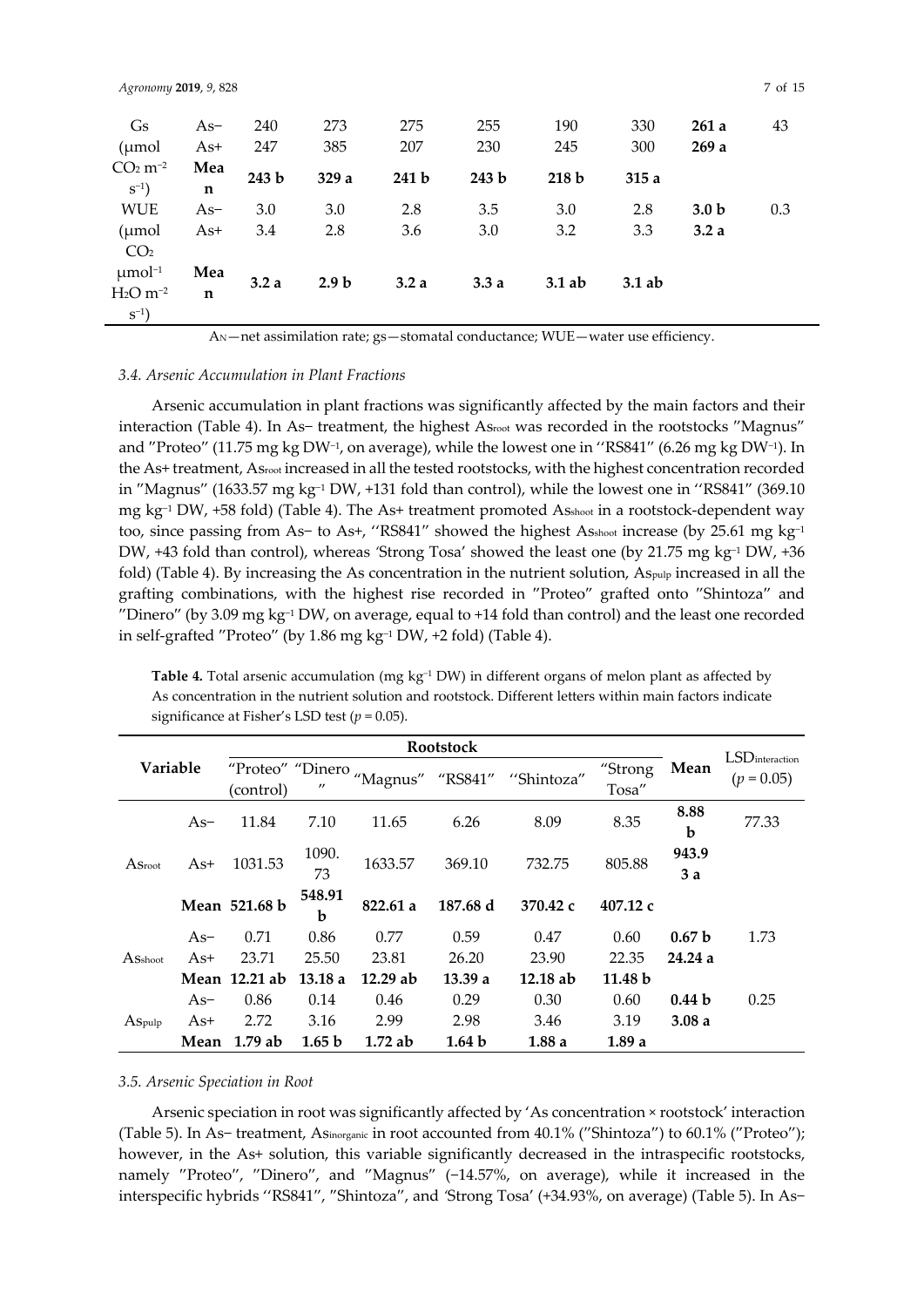| | | | | | | | | | |
|---|---|---|---|---|---|---|---|---|---|
| Gs ($\mu$mol $CO_2$ $m^{-2}$ $s^{-1}$) | As− | 240 | 273 | 275 | 255 | 190 | 330 | **261 a** | 43 |
| | As+ | 247 | 385 | 207 | 230 | 245 | 300 | **269 a** | |
| | **Mean** | **243 b** | **329 a** | **241 b** | **243 b** | **218 b** | **315 a** | | |
| WUE ($\mu$mol $CO_2$ $\mu$mol$^{-1}$ $H_2O$ $m^{-2}$ $s^{-1}$) | As− | 3.0 | 3.0 | 2.8 | 3.5 | 3.0 | 2.8 | **3.0 b** | 0.3 |
| | As+ | 3.4 | 2.8 | 3.6 | 3.0 | 3.2 | 3.3 | **3.2 a** | |
| | **Mean** | **3.2 a** | **2.9 b** | **3.2 a** | **3.3 a** | **3.1 ab** | **3.1 ab** | | |

$A_N$—net assimilation rate; gs—stomatal conductance; WUE—water use efficiency.

### 3.4. Arsenic Accumulation in Plant Fractions

Arsenic accumulation in plant fractions was significantly affected by the main factors and their interaction (Table 4). In As− treatment, the highest $As_{root}$ was recorded in the rootstocks "Magnus" and "Proteo" (11.75 mg kg DW$^{-1}$, on average), while the lowest one in "RS841" (6.26 mg kg DW$^{-1}$). In the As+ treatment, $As_{root}$ increased in all the tested rootstocks, with the highest concentration recorded in "Magnus" (1633.57 mg kg$^{-1}$ DW, +131 fold than control), while the lowest one in "RS841" (369.10 mg kg$^{-1}$ DW, +58 fold) (Table 4). The As+ treatment promoted $As_{shoot}$ in a rootstock-dependent way too, since passing from As− to As+, "RS841" showed the highest $As_{shoot}$ increase (by 25.61 mg kg$^{-1}$ DW, +43 fold than control), whereas 'Strong Tosa' showed the least one (by 21.75 mg kg$^{-1}$ DW, +36 fold) (Table 4). By increasing the As concentration in the nutrient solution, $As_{pulp}$ increased in all the grafting combinations, with the highest rise recorded in "Proteo" grafted onto "Shintoza" and "Dinero" (by 3.09 mg kg$^{-1}$ DW, on average, equal to +14 fold than control) and the least one recorded in self-grafted "Proteo" (by 1.86 mg kg$^{-1}$ DW, +2 fold) (Table 4).

**Table 4.** Total arsenic accumulation (mg kg$^{-1}$ DW) in different organs of melon plant as affected by As concentration in the nutrient solution and rootstock. Different letters within main factors indicate significance at Fisher's LSD test ($p = 0.05$).

| Variable | | Rootstock | | | | | | Mean | $LSD_{interaction}$ ($p = 0.05$) |
|---|---|---|---|---|---|---|---|---|---|
| | | "Proteo" (control) | "Dinero" | "Magnus" | "RS841" | "Shintoza" | "Strong Tosa" | | |
| $As_{root}$ | As− | 11.84 | 7.10 | 11.65 | 6.26 | 8.09 | 8.35 | **8.88 b** | 77.33 |
| | As+ | 1031.53 | 1090.73 | 1633.57 | 369.10 | 732.75 | 805.88 | **943.93 a** | |
| | **Mean** | **521.68 b** | **548.91 b** | **822.61 a** | **187.68 d** | **370.42 c** | **407.12 c** | | |
| $As_{shoot}$ | As− | 0.71 | 0.86 | 0.77 | 0.59 | 0.47 | 0.60 | **0.67 b** | 1.73 |
| | As+ | 23.71 | 25.50 | 23.81 | 26.20 | 23.90 | 22.35 | **24.24 a** | |
| | **Mean** | **12.21 ab** | **13.18 a** | **12.29 ab** | **13.39 a** | **12.18 ab** | **11.48 b** | | |
| $As_{pulp}$ | As− | 0.86 | 0.14 | 0.46 | 0.29 | 0.30 | 0.60 | **0.44 b** | 0.25 |
| | As+ | 2.72 | 3.16 | 2.99 | 2.98 | 3.46 | 3.19 | **3.08 a** | |
| | **Mean** | **1.79 ab** | **1.65 b** | **1.72 ab** | **1.64 b** | **1.88 a** | **1.89 a** | | |

### 3.5. Arsenic Speciation in Root

Arsenic speciation in root was significantly affected by 'As concentration × rootstock' interaction (Table 5). In As− treatment, $As_{inorganic}$ in root accounted from 40.1% ("Shintoza") to 60.1% ("Proteo"); however, in the As+ solution, this variable significantly decreased in the intraspecific rootstocks, namely "Proteo", "Dinero", and "Magnus" (−14.57%, on average), while it increased in the interspecific hybrids "RS841", "Shintoza", and 'Strong Tosa' (+34.93%, on average) (Table 5). In As−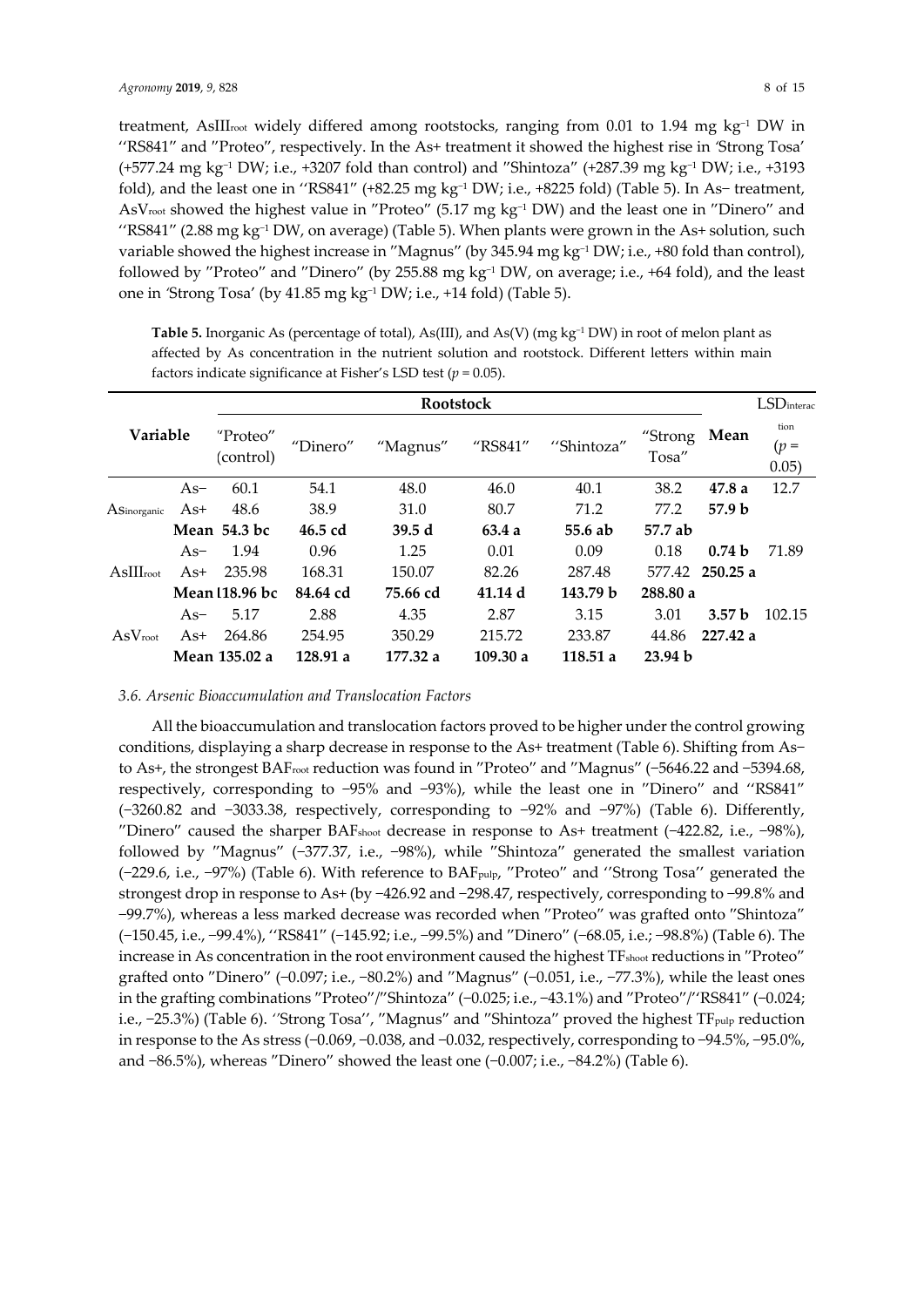treatment, $AsIII_{root}$ widely differed among rootstocks, ranging from 0.01 to 1.94 mg kg$^{-1}$ DW in ''RS841'' and ″Proteo″, respectively. In the As+ treatment it showed the highest rise in 'Strong Tosa' (+577.24 mg kg$^{-1}$ DW; i.e., +3207 fold than control) and ″Shintoza″ (+287.39 mg kg$^{-1}$ DW; i.e., +3193 fold), and the least one in ''RS841″ (+82.25 mg kg$^{-1}$ DW; i.e., +8225 fold) (Table 5). In As− treatment, $AsV_{root}$ showed the highest value in ″Proteo″ (5.17 mg kg$^{-1}$ DW) and the least one in ″Dinero″ and ''RS841″ (2.88 mg kg$^{-1}$ DW, on average) (Table 5). When plants were grown in the As+ solution, such variable showed the highest increase in ″Magnus″ (by 345.94 mg kg$^{-1}$ DW; i.e., +80 fold than control), followed by ″Proteo″ and ″Dinero″ (by 255.88 mg kg$^{-1}$ DW, on average; i.e., +64 fold), and the least one in 'Strong Tosa' (by 41.85 mg kg$^{-1}$ DW; i.e., +14 fold) (Table 5).

**Table 5.** Inorganic As (percentage of total), As(III), and As(V) (mg kg$^{-1}$ DW) in root of melon plant as affected by As concentration in the nutrient solution and rootstock. Different letters within main factors indicate significance at Fisher's LSD test ($p = 0.05$).

| Variable | | Rootstock | | | | | | | $LSD_{interaction}$ ($p = 0.05$) |
|---|---|---|---|---|---|---|---|---|---|
| | | ″Proteo″ (control) | ″Dinero″ | ″Magnus″ | ″RS841″ | ''Shintoza″ | ''Strong Tosa″ | **Mean** | |
| $As_{inorganic}$ | As− | 60.1 | 54.1 | 48.0 | 46.0 | 40.1 | 38.2 | **47.8 a** | 12.7 |
| | As+ | 48.6 | 38.9 | 31.0 | 80.7 | 71.2 | 77.2 | **57.9 b** | |
| | **Mean** | **54.3 bc** | **46.5 cd** | **39.5 d** | **63.4 a** | **55.6 ab** | **57.7 ab** | | |
| $AsIII_{root}$ | As− | 1.94 | 0.96 | 1.25 | 0.01 | 0.09 | 0.18 | **0.74 b** | 71.89 |
| | As+ | 235.98 | 168.31 | 150.07 | 82.26 | 287.48 | 577.42 | **250.25 a** | |
| | **Mean** | **118.96 bc** | **84.64 cd** | **75.66 cd** | **41.14 d** | **143.79 b** | **288.80 a** | | |
| $AsV_{root}$ | As− | 5.17 | 2.88 | 4.35 | 2.87 | 3.15 | 3.01 | **3.57 b** | 102.15 |
| | As+ | 264.86 | 254.95 | 350.29 | 215.72 | 233.87 | 44.86 | **227.42 a** | |
| | **Mean** | **135.02 a** | **128.91 a** | **177.32 a** | **109.30 a** | **118.51 a** | **23.94 b** | | |

### *3.6. Arsenic Bioaccumulation and Translocation Factors*

All the bioaccumulation and translocation factors proved to be higher under the control growing conditions, displaying a sharp decrease in response to the As+ treatment (Table 6). Shifting from As− to As+, the strongest $BAF_{root}$ reduction was found in ″Proteo″ and ″Magnus″ (−5646.22 and −5394.68, respectively, corresponding to −95% and −93%), while the least one in ″Dinero″ and ''RS841″ (−3260.82 and −3033.38, respectively, corresponding to −92% and −97%) (Table 6). Differently, ″Dinero″ caused the sharper $BAF_{shoot}$ decrease in response to As+ treatment (−422.82, i.e., −98%), followed by ″Magnus″ (−377.37, i.e., −98%), while ″Shintoza″ generated the smallest variation (−229.6, i.e., −97%) (Table 6). With reference to $BAF_{pulp}$, ″Proteo″ and ''Strong Tosa'' generated the strongest drop in response to As+ (by −426.92 and −298.47, respectively, corresponding to −99.8% and −99.7%), whereas a less marked decrease was recorded when ″Proteo″ was grafted onto ″Shintoza″ (−150.45, i.e., −99.4%), ''RS841″ (−145.92; i.e., −99.5%) and ″Dinero″ (−68.05, i.e.; −98.8%) (Table 6). The increase in As concentration in the root environment caused the highest $TF_{shoot}$ reductions in ″Proteo″ grafted onto ″Dinero″ (−0.097; i.e., −80.2%) and ″Magnus″ (−0.051, i.e., −77.3%), while the least ones in the grafting combinations ″Proteo″/″Shintoza″ (−0.025; i.e., −43.1%) and ″Proteo″/''RS841″ (−0.024; i.e., −25.3%) (Table 6). ''Strong Tosa'', ″Magnus″ and ″Shintoza″ proved the highest $TF_{pulp}$ reduction in response to the As stress (−0.069, −0.038, and −0.032, respectively, corresponding to −94.5%, −95.0%, and −86.5%), whereas ″Dinero″ showed the least one (−0.007; i.e., −84.2%) (Table 6).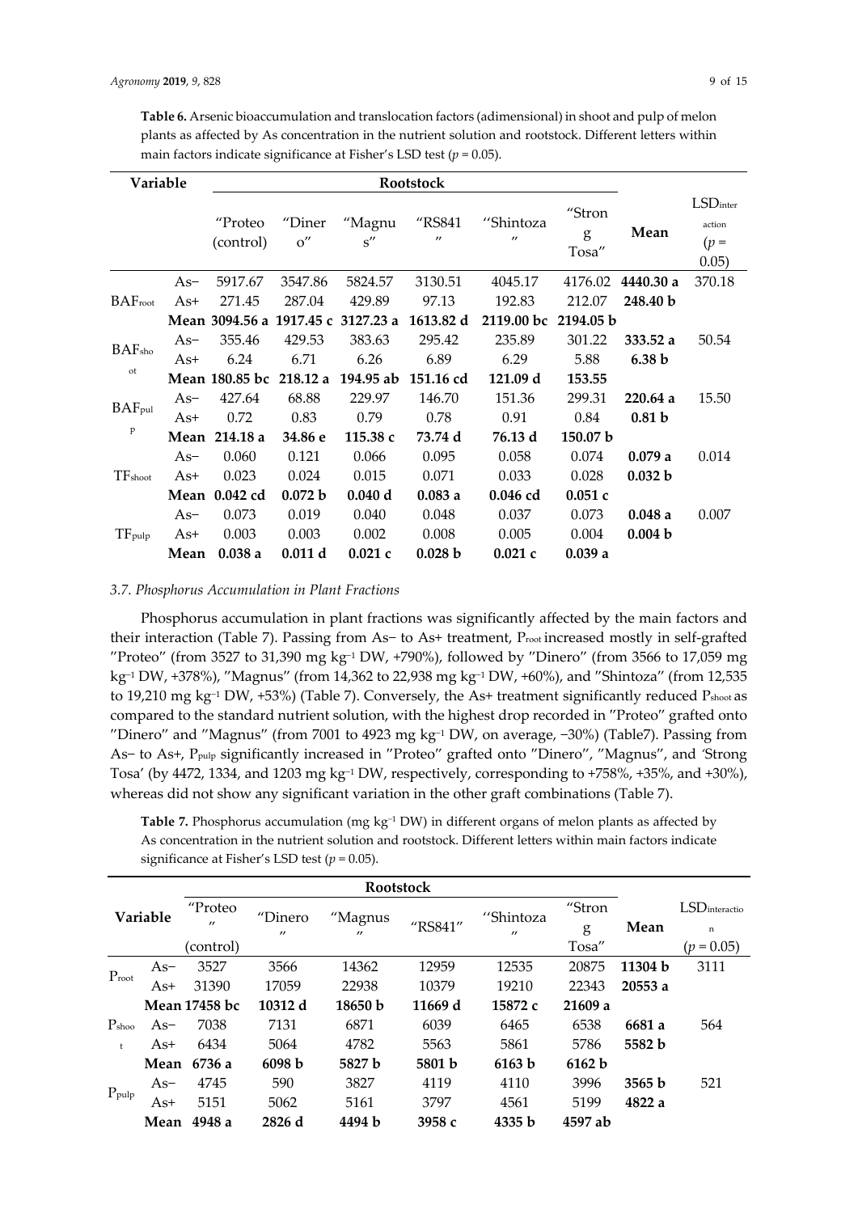**Table 6.** Arsenic bioaccumulation and translocation factors (adimensional) in shoot and pulp of melon plants as affected by As concentration in the nutrient solution and rootstock. Different letters within main factors indicate significance at Fisher's LSD test ($p = 0.05$).

| Variable | | Rootstock | | | | | | | |
|---|---|---|---|---|---|---|---|---|---|
| | | "Proteo (control) | "Dinero" | "Magnus" | "RS841" | "Shintoza" | "Strong Tosa" | Mean | $LSD_{interaction}$ ($p = 0.05$) |
| $BAF_{root}$ | As− | 5917.67 | 3547.86 | 5824.57 | 3130.51 | 4045.17 | 4176.02 | **4440.30 a** | 370.18 |
| | As+ | 271.45 | 287.04 | 429.89 | 97.13 | 192.83 | 212.07 | **248.40 b** | |
| | **Mean** | **3094.56 a** | **1917.45 c** | **3127.23 a** | **1613.82 d** | **2119.00 bc** | **2194.05 b** | | |
| $BAF_{shoot}$ | As− | 355.46 | 429.53 | 383.63 | 295.42 | 235.89 | 301.22 | **333.52 a** | 50.54 |
| | As+ | 6.24 | 6.71 | 6.26 | 6.89 | 6.29 | 5.88 | **6.38 b** | |
| | **Mean** | **180.85 bc** | **218.12 a** | **194.95 ab** | **151.16 cd** | **121.09 d** | **153.55** | | |
| $BAF_{pulp}$ | As− | 427.64 | 68.88 | 229.97 | 146.70 | 151.36 | 299.31 | **220.64 a** | 15.50 |
| | As+ | 0.72 | 0.83 | 0.79 | 0.78 | 0.91 | 0.84 | **0.81 b** | |
| | **Mean** | **214.18 a** | **34.86 e** | **115.38 c** | **73.74 d** | **76.13 d** | **150.07 b** | | |
| $TF_{shoot}$ | As− | 0.060 | 0.121 | 0.066 | 0.095 | 0.058 | 0.074 | **0.079 a** | 0.014 |
| | As+ | 0.023 | 0.024 | 0.015 | 0.071 | 0.033 | 0.028 | **0.032 b** | |
| | **Mean** | **0.042 cd** | **0.072 b** | **0.040 d** | **0.083 a** | **0.046 cd** | **0.051 c** | | |
| $TF_{pulp}$ | As− | 0.073 | 0.019 | 0.040 | 0.048 | 0.037 | 0.073 | **0.048 a** | 0.007 |
| | As+ | 0.003 | 0.003 | 0.002 | 0.008 | 0.005 | 0.004 | **0.004 b** | |
| | **Mean** | **0.038 a** | **0.011 d** | **0.021 c** | **0.028 b** | **0.021 c** | **0.039 a** | | |

### 3.7. Phosphorus Accumulation in Plant Fractions

Phosphorus accumulation in plant fractions was significantly affected by the main factors and their interaction (Table 7). Passing from As− to As+ treatment, $P_{root}$ increased mostly in self-grafted "Proteo" (from 3527 to 31,390 mg kg$^{-1}$ DW, +790%), followed by "Dinero" (from 3566 to 17,059 mg kg$^{-1}$ DW, +378%), "Magnus" (from 14,362 to 22,938 mg kg$^{-1}$ DW, +60%), and "Shintoza" (from 12,535 to 19,210 mg kg$^{-1}$ DW, +53%) (Table 7). Conversely, the As+ treatment significantly reduced $P_{shoot}$ as compared to the standard nutrient solution, with the highest drop recorded in "Proteo" grafted onto "Dinero" and "Magnus" (from 7001 to 4923 mg kg$^{-1}$ DW, on average, −30%) (Table7). Passing from As− to As+, $P_{pulp}$ significantly increased in "Proteo" grafted onto "Dinero", "Magnus", and 'Strong Tosa' (by 4472, 1334, and 1203 mg kg$^{-1}$ DW, respectively, corresponding to +758%, +35%, and +30%), whereas did not show any significant variation in the other graft combinations (Table 7).

**Table 7.** Phosphorus accumulation (mg kg$^{-1}$ DW) in different organs of melon plants as affected by As concentration in the nutrient solution and rootstock. Different letters within main factors indicate significance at Fisher's LSD test ($p = 0.05$).

| Variable | | Rootstock | | | | | | | |
|---|---|---|---|---|---|---|---|---|---|
| | | "Proteo" (control) | "Dinero" | "Magnus" | "RS841" | "Shintoza" | "Strong Tosa" | Mean | $LSD_{interaction}$ ($p = 0.05$) |
| $P_{root}$ | As− | 3527 | 3566 | 14362 | 12959 | 12535 | 20875 | **11304 b** | 3111 |
| | As+ | 31390 | 17059 | 22938 | 10379 | 19210 | 22343 | **20553 a** | |
| | **Mean** | **17458 bc** | **10312 d** | **18650 b** | **11669 d** | **15872 c** | **21609 a** | | |
| $P_{shoot}$ | As− | 7038 | 7131 | 6871 | 6039 | 6465 | 6538 | **6681 a** | 564 |
| | As+ | 6434 | 5064 | 4782 | 5563 | 5861 | 5786 | **5582 b** | |
| | **Mean** | **6736 a** | **6098 b** | **5827 b** | **5801 b** | **6163 b** | **6162 b** | | |
| $P_{pulp}$ | As− | 4745 | 590 | 3827 | 4119 | 4110 | 3996 | **3565 b** | 521 |
| | As+ | 5151 | 5062 | 5161 | 3797 | 4561 | 5199 | **4822 a** | |
| | **Mean** | **4948 a** | **2826 d** | **4494 b** | **3958 c** | **4335 b** | **4597 ab** | | |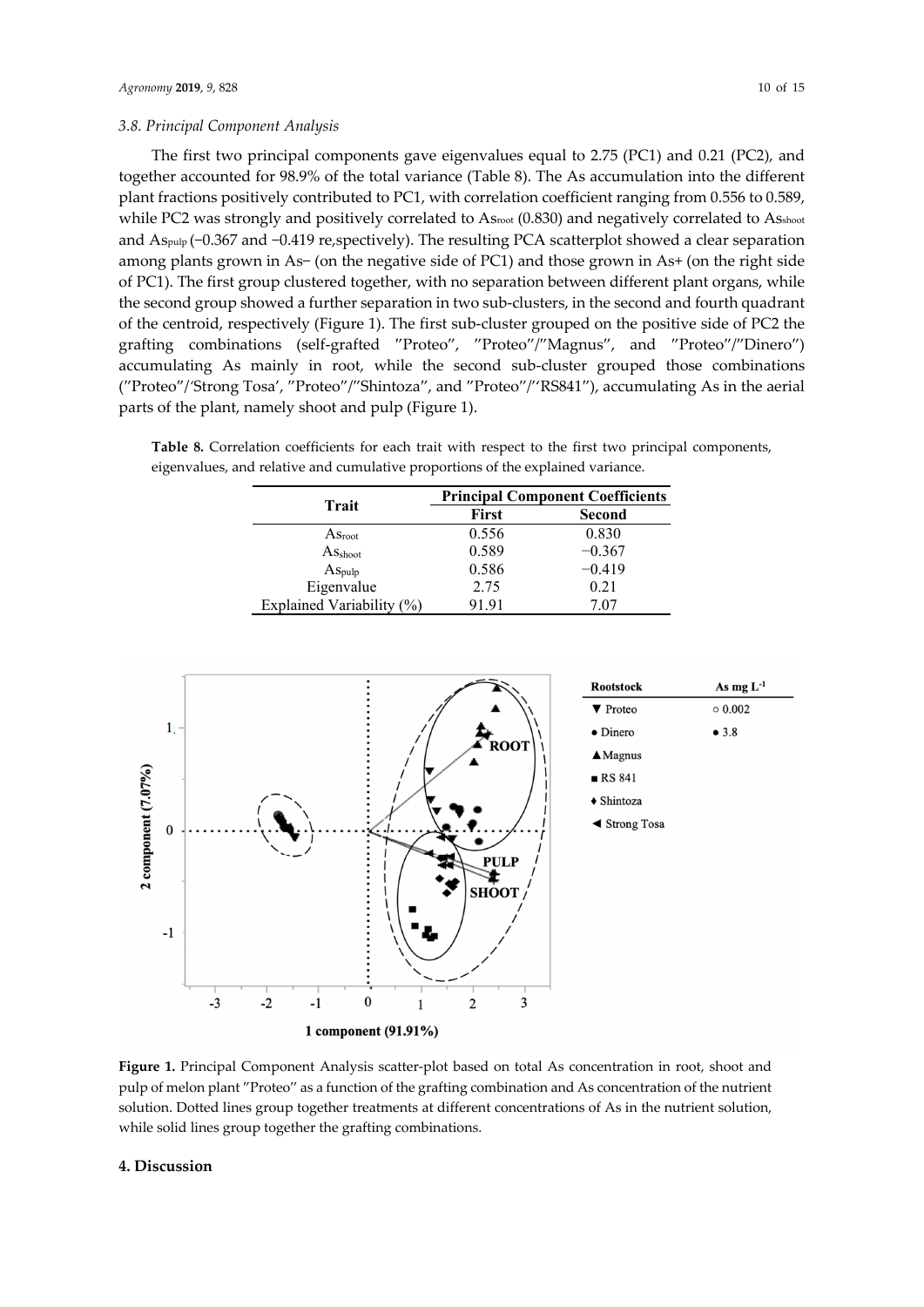### 3.8. Principal Component Analysis

The first two principal components gave eigenvalues equal to 2.75 (PC1) and 0.21 (PC2), and together accounted for 98.9% of the total variance (Table 8). The As accumulation into the different plant fractions positively contributed to PC1, with correlation coefficient ranging from 0.556 to 0.589, while PC2 was strongly and positively correlated to $As_{root}$ (0.830) and negatively correlated to $As_{shoot}$ and $As_{pulp}$ (−0.367 and −0.419 re,spectively). The resulting PCA scatterplot showed a clear separation among plants grown in As− (on the negative side of PC1) and those grown in As+ (on the right side of PC1). The first group clustered together, with no separation between different plant organs, while the second group showed a further separation in two sub-clusters, in the second and fourth quadrant of the centroid, respectively (Figure 1). The first sub-cluster grouped on the positive side of PC2 the grafting combinations (self-grafted "Proteo", "Proteo"/"Magnus", and "Proteo"/"Dinero") accumulating As mainly in root, while the second sub-cluster grouped those combinations ("Proteo"/'Strong Tosa', "Proteo"/"Shintoza", and "Proteo"/'‘RS841"), accumulating As in the aerial parts of the plant, namely shoot and pulp (Figure 1).

**Table 8.** Correlation coefficients for each trait with respect to the first two principal components, eigenvalues, and relative and cumulative proportions of the explained variance.

| Trait | Principal Component Coefficients | |
|---|---|---|
| | First | Second |
| $As_{root}$ | 0.556 | 0.830 |
| $As_{shoot}$ | 0.589 | −0.367 |
| $As_{pulp}$ | 0.586 | −0.419 |
| Eigenvalue | 2.75 | 0.21 |
| Explained Variability (%) | 91.91 | 7.07 |

**Figure 1.** Principal Component Analysis scatter-plot based on total As concentration in root, shoot and pulp of melon plant "Proteo" as a function of the grafting combination and As concentration of the nutrient solution. Dotted lines group together treatments at different concentrations of As in the nutrient solution, while solid lines group together the grafting combinations.

## 4. Discussion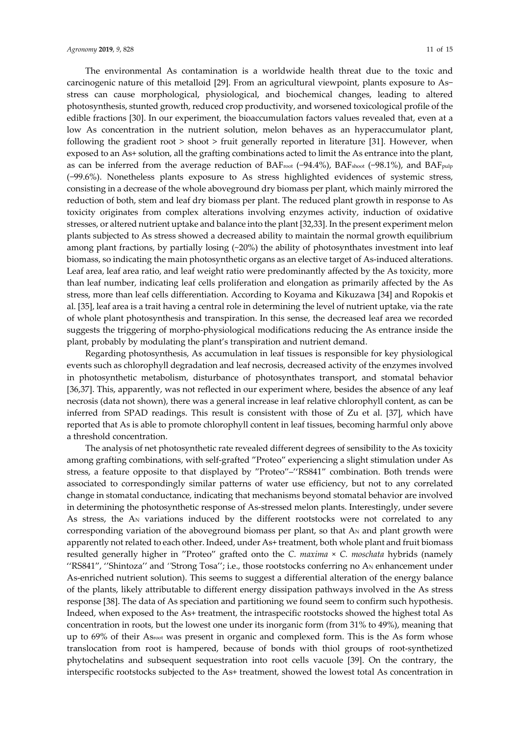The environmental As contamination is a worldwide health threat due to the toxic and carcinogenic nature of this metalloid [29]. From an agricultural viewpoint, plants exposure to As–stress can cause morphological, physiological, and biochemical changes, leading to altered photosynthesis, stunted growth, reduced crop productivity, and worsened toxicological profile of the edible fractions [30]. In our experiment, the bioaccumulation factors values revealed that, even at a low As concentration in the nutrient solution, melon behaves as an hyperaccumulator plant, following the gradient root > shoot > fruit generally reported in literature [31]. However, when exposed to an As+ solution, all the grafting combinations acted to limit the As entrance into the plant, as can be inferred from the average reduction of $BAF_{root}$ (−94.4%), $BAF_{shoot}$ (−98.1%), and $BAF_{pulp}$ (−99.6%). Nonetheless plants exposure to As stress highlighted evidences of systemic stress, consisting in a decrease of the whole aboveground dry biomass per plant, which mainly mirrored the reduction of both, stem and leaf dry biomass per plant. The reduced plant growth in response to As toxicity originates from complex alterations involving enzymes activity, induction of oxidative stresses, or altered nutrient uptake and balance into the plant [32,33]. In the present experiment melon plants subjected to As stress showed a decreased ability to maintain the normal growth equilibrium among plant fractions, by partially losing (~20%) the ability of photosynthates investment into leaf biomass, so indicating the main photosynthetic organs as an elective target of As-induced alterations. Leaf area, leaf area ratio, and leaf weight ratio were predominantly affected by the As toxicity, more than leaf number, indicating leaf cells proliferation and elongation as primarily affected by the As stress, more than leaf cells differentiation. According to Koyama and Kikuzawa [34] and Ropokis et al. [35], leaf area is a trait having a central role in determining the level of nutrient uptake, via the rate of whole plant photosynthesis and transpiration. In this sense, the decreased leaf area we recorded suggests the triggering of morpho-physiological modifications reducing the As entrance inside the plant, probably by modulating the plant's transpiration and nutrient demand.

Regarding photosynthesis, As accumulation in leaf tissues is responsible for key physiological events such as chlorophyll degradation and leaf necrosis, decreased activity of the enzymes involved in photosynthetic metabolism, disturbance of photosynthates transport, and stomatal behavior [36,37]. This, apparently, was not reflected in our experiment where, besides the absence of any leaf necrosis (data not shown), there was a general increase in leaf relative chlorophyll content, as can be inferred from SPAD readings. This result is consistent with those of Zu et al. [37], which have reported that As is able to promote chlorophyll content in leaf tissues, becoming harmful only above a threshold concentration.

The analysis of net photosynthetic rate revealed different degrees of sensibility to the As toxicity among grafting combinations, with self-grafted "Proteo" experiencing a slight stimulation under As stress, a feature opposite to that displayed by "Proteo"–"RS841" combination. Both trends were associated to correspondingly similar patterns of water use efficiency, but not to any correlated change in stomatal conductance, indicating that mechanisms beyond stomatal behavior are involved in determining the photosynthetic response of As-stressed melon plants. Interestingly, under severe As stress, the $A_N$ variations induced by the different rootstocks were not correlated to any corresponding variation of the aboveground biomass per plant, so that $A_N$ and plant growth were apparently not related to each other. Indeed, under As+ treatment, both whole plant and fruit biomass resulted generally higher in "Proteo" grafted onto the *C. maxima* × *C. moschata* hybrids (namely "RS841", "Shintoza" and "Strong Tosa"; i.e., those rootstocks conferring no $A_N$ enhancement under As-enriched nutrient solution). This seems to suggest a differential alteration of the energy balance of the plants, likely attributable to different energy dissipation pathways involved in the As stress response [38]. The data of As speciation and partitioning we found seem to confirm such hypothesis. Indeed, when exposed to the As+ treatment, the intraspecific rootstocks showed the highest total As concentration in roots, but the lowest one under its inorganic form (from 31% to 49%), meaning that up to 69% of their $As_{root}$ was present in organic and complexed form. This is the As form whose translocation from root is hampered, because of bonds with thiol groups of root-synthetized phytochelatins and subsequent sequestration into root cells vacuole [39]. On the contrary, the interspecific rootstocks subjected to the As+ treatment, showed the lowest total As concentration in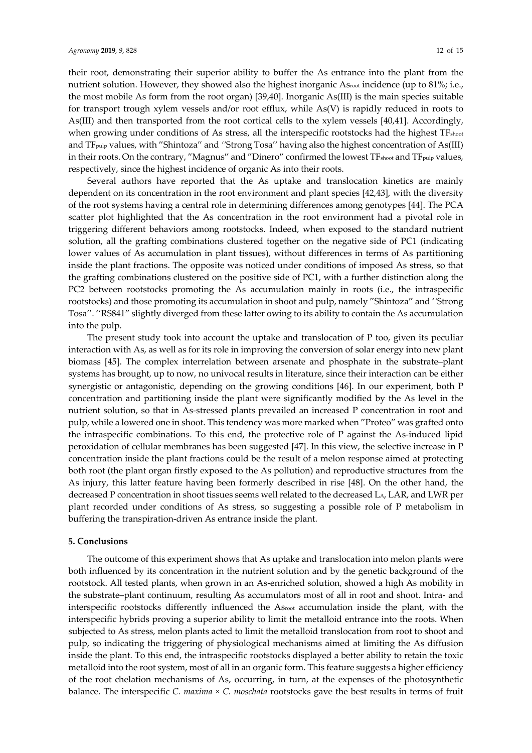their root, demonstrating their superior ability to buffer the As entrance into the plant from the nutrient solution. However, they showed also the highest inorganic $As_{root}$ incidence (up to 81%; i.e., the most mobile As form from the root organ) [39,40]. Inorganic As(III) is the main species suitable for transport trough xylem vessels and/or root efflux, while As(V) is rapidly reduced in roots to As(III) and then transported from the root cortical cells to the xylem vessels [40,41]. Accordingly, when growing under conditions of As stress, all the interspecific rootstocks had the highest $TF_{shoot}$ and $TF_{pulp}$ values, with "Shintoza" and ''Strong Tosa'' having also the highest concentration of As(III) in their roots. On the contrary, "Magnus" and "Dinero" confirmed the lowest $TF_{shoot}$ and $TF_{pulp}$ values, respectively, since the highest incidence of organic As into their roots.

Several authors have reported that the As uptake and translocation kinetics are mainly dependent on its concentration in the root environment and plant species [42,43], with the diversity of the root systems having a central role in determining differences among genotypes [44]. The PCA scatter plot highlighted that the As concentration in the root environment had a pivotal role in triggering different behaviors among rootstocks. Indeed, when exposed to the standard nutrient solution, all the grafting combinations clustered together on the negative side of PC1 (indicating lower values of As accumulation in plant tissues), without differences in terms of As partitioning inside the plant fractions. The opposite was noticed under conditions of imposed As stress, so that the grafting combinations clustered on the positive side of PC1, with a further distinction along the PC2 between rootstocks promoting the As accumulation mainly in roots (i.e., the intraspecific rootstocks) and those promoting its accumulation in shoot and pulp, namely "Shintoza" and ''Strong Tosa''. ''RS841" slightly diverged from these latter owing to its ability to contain the As accumulation into the pulp.

The present study took into account the uptake and translocation of P too, given its peculiar interaction with As, as well as for its role in improving the conversion of solar energy into new plant biomass [45]. The complex interrelation between arsenate and phosphate in the substrate–plant systems has brought, up to now, no univocal results in literature, since their interaction can be either synergistic or antagonistic, depending on the growing conditions [46]. In our experiment, both P concentration and partitioning inside the plant were significantly modified by the As level in the nutrient solution, so that in As-stressed plants prevailed an increased P concentration in root and pulp, while a lowered one in shoot. This tendency was more marked when "Proteo" was grafted onto the intraspecific combinations. To this end, the protective role of P against the As-induced lipid peroxidation of cellular membranes has been suggested [47]. In this view, the selective increase in P concentration inside the plant fractions could be the result of a melon response aimed at protecting both root (the plant organ firstly exposed to the As pollution) and reproductive structures from the As injury, this latter feature having been formerly described in rise [48]. On the other hand, the decreased P concentration in shoot tissues seems well related to the decreased $L_A$, LAR, and LWR per plant recorded under conditions of As stress, so suggesting a possible role of P metabolism in buffering the transpiration-driven As entrance inside the plant.

## 5. Conclusions

The outcome of this experiment shows that As uptake and translocation into melon plants were both influenced by its concentration in the nutrient solution and by the genetic background of the rootstock. All tested plants, when grown in an As-enriched solution, showed a high As mobility in the substrate–plant continuum, resulting As accumulators most of all in root and shoot. Intra- and interspecific rootstocks differently influenced the $As_{root}$ accumulation inside the plant, with the interspecific hybrids proving a superior ability to limit the metalloid entrance into the roots. When subjected to As stress, melon plants acted to limit the metalloid translocation from root to shoot and pulp, so indicating the triggering of physiological mechanisms aimed at limiting the As diffusion inside the plant. To this end, the intraspecific rootstocks displayed a better ability to retain the toxic metalloid into the root system, most of all in an organic form. This feature suggests a higher efficiency of the root chelation mechanisms of As, occurring, in turn, at the expenses of the photosynthetic balance. The interspecific *C. maxima* × *C. moschata* rootstocks gave the best results in terms of fruit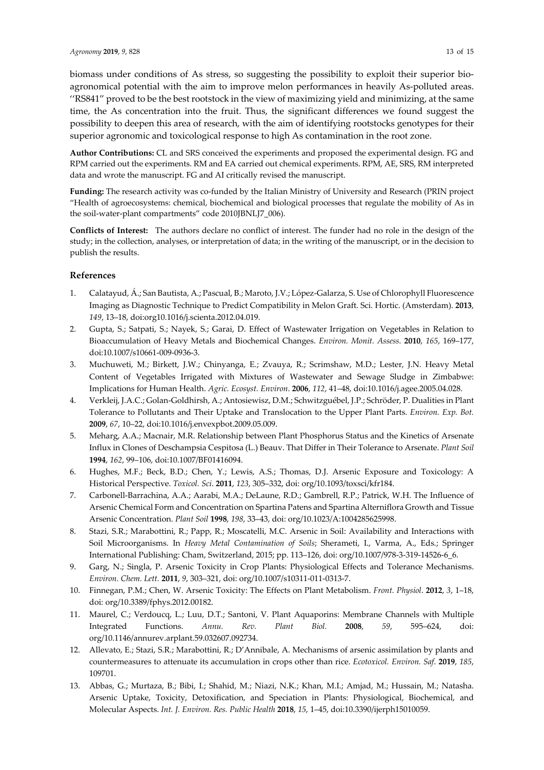biomass under conditions of As stress, so suggesting the possibility to exploit their superior bio-agronomical potential with the aim to improve melon performances in heavily As-polluted areas. ''RS841" proved to be the best rootstock in the view of maximizing yield and minimizing, at the same time, the As concentration into the fruit. Thus, the significant differences we found suggest the possibility to deepen this area of research, with the aim of identifying rootstocks genotypes for their superior agronomic and toxicological response to high As contamination in the root zone.

**Author Contributions:** CL and SRS conceived the experiments and proposed the experimental design. FG and RPM carried out the experiments. RM and EA carried out chemical experiments. RPM, AE, SRS, RM interpreted data and wrote the manuscript. FG and AI critically revised the manuscript.

**Funding:** The research activity was co-funded by the Italian Ministry of University and Research (PRIN project "Health of agroecosystems: chemical, biochemical and biological processes that regulate the mobility of As in the soil-water-plant compartments" code 2010JBNLJ7_006).

**Conflicts of Interest:** The authors declare no conflict of interest. The funder had no role in the design of the study; in the collection, analyses, or interpretation of data; in the writing of the manuscript, or in the decision to publish the results.

## References

1. Calatayud, Á.; San Bautista, A.; Pascual, B.; Maroto, J.V.; López-Galarza, S. Use of Chlorophyll Fluorescence Imaging as Diagnostic Technique to Predict Compatibility in Melon Graft. Sci. Hortic. (Amsterdam). **2013**, *149*, 13–18, doi:org10.1016/j.scienta.2012.04.019.
2. Gupta, S.; Satpati, S.; Nayek, S.; Garai, D. Effect of Wastewater Irrigation on Vegetables in Relation to Bioaccumulation of Heavy Metals and Biochemical Changes. *Environ. Monit. Assess*. **2010**, *165*, 169–177, doi:10.1007/s10661-009-0936-3.
3. Muchuweti, M.; Birkett, J.W.; Chinyanga, E.; Zvauya, R.; Scrimshaw, M.D.; Lester, J.N. Heavy Metal Content of Vegetables Irrigated with Mixtures of Wastewater and Sewage Sludge in Zimbabwe: Implications for Human Health. *Agric. Ecosyst. Environ*. **2006**, *112*, 41–48, doi:10.1016/j.agee.2005.04.028.
4. Verkleij, J.A.C.; Golan-Goldhirsh, A.; Antosiewisz, D.M.; Schwitzguébel, J.P.; Schröder, P. Dualities in Plant Tolerance to Pollutants and Their Uptake and Translocation to the Upper Plant Parts. *Environ. Exp. Bot.* **2009**, *67*, 10–22, doi:10.1016/j.envexpbot.2009.05.009.
5. Meharg, A.A.; Macnair, M.R. Relationship between Plant Phosphorus Status and the Kinetics of Arsenate Influx in Clones of Deschampsia Cespitosa (L.) Beauv. That Differ in Their Tolerance to Arsenate. *Plant Soil* **1994**, *162*, 99–106, doi:10.1007/BF01416094.
6. Hughes, M.F.; Beck, B.D.; Chen, Y.; Lewis, A.S.; Thomas, D.J. Arsenic Exposure and Toxicology: A Historical Perspective. *Toxicol. Sci*. **2011**, *123*, 305–332, doi: org/10.1093/toxsci/kfr184.
7. Carbonell-Barrachina, A.A.; Aarabi, M.A.; DeLaune, R.D.; Gambrell, R.P.; Patrick, W.H. The Influence of Arsenic Chemical Form and Concentration on Spartina Patens and Spartina Alterniflora Growth and Tissue Arsenic Concentration. *Plant Soil* **1998**, *198*, 33–43, doi: org/10.1023/A:1004285625998.
8. Stazi, S.R.; Marabottini, R.; Papp, R.; Moscatelli, M.C. Arsenic in Soil: Availability and Interactions with Soil Microorganisms. In *Heavy Metal Contamination of Soils*; Sherameti, I., Varma, A., Eds.; Springer International Publishing: Cham, Switzerland, 2015; pp. 113–126, doi: org/10.1007/978-3-319-14526-6_6.
9. Garg, N.; Singla, P. Arsenic Toxicity in Crop Plants: Physiological Effects and Tolerance Mechanisms. *Environ. Chem. Lett.* **2011**, *9*, 303–321, doi: org/10.1007/s10311-011-0313-7.
10. Finnegan, P.M.; Chen, W. Arsenic Toxicity: The Effects on Plant Metabolism. *Front. Physiol*. **2012**, *3*, 1–18, doi: org/10.3389/fphys.2012.00182.
11. Maurel, C.; Verdoucq, L.; Luu, D.T.; Santoni, V. Plant Aquaporins: Membrane Channels with Multiple Integrated Functions. *Annu. Rev. Plant Biol.* **2008**, *59*, 595–624, doi: org/10.1146/annurev.arplant.59.032607.092734.
12. Allevato, E.; Stazi, S.R.; Marabottini, R.; D'Annibale, A. Mechanisms of arsenic assimilation by plants and countermeasures to attenuate its accumulation in crops other than rice. *Ecotoxicol. Environ. Saf*. **2019**, *185*, 109701.
13. Abbas, G.; Murtaza, B.; Bibi, I.; Shahid, M.; Niazi, N.K.; Khan, M.I.; Amjad, M.; Hussain, M.; Natasha. Arsenic Uptake, Toxicity, Detoxification, and Speciation in Plants: Physiological, Biochemical, and Molecular Aspects. *Int. J. Environ. Res. Public Health* **2018**, *15*, 1–45, doi:10.3390/ijerph15010059.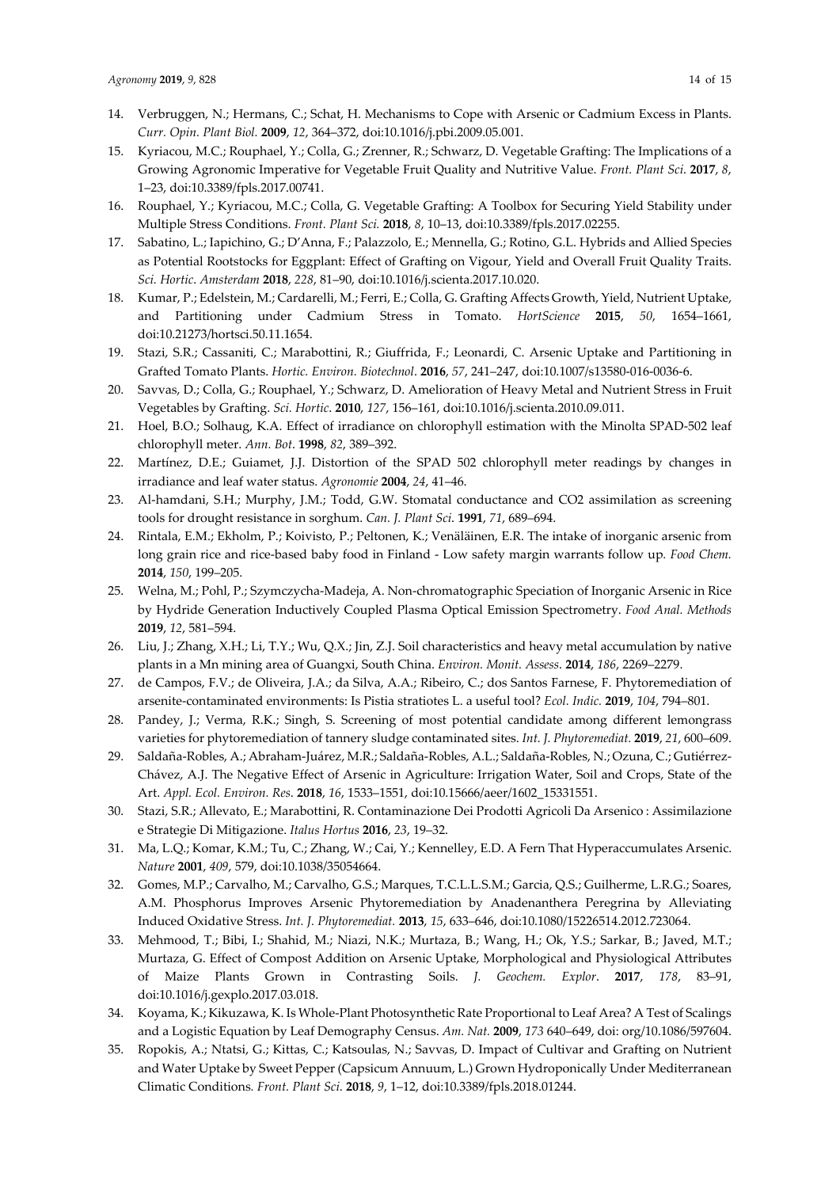14. Verbruggen, N.; Hermans, C.; Schat, H. Mechanisms to Cope with Arsenic or Cadmium Excess in Plants. *Curr. Opin. Plant Biol.* **2009**, *12*, 364–372, doi:10.1016/j.pbi.2009.05.001.
15. Kyriacou, M.C.; Rouphael, Y.; Colla, G.; Zrenner, R.; Schwarz, D. Vegetable Grafting: The Implications of a Growing Agronomic Imperative for Vegetable Fruit Quality and Nutritive Value. *Front. Plant Sci*. **2017**, *8*, 1–23, doi:10.3389/fpls.2017.00741.
16. Rouphael, Y.; Kyriacou, M.C.; Colla, G. Vegetable Grafting: A Toolbox for Securing Yield Stability under Multiple Stress Conditions. *Front. Plant Sci.* **2018**, *8*, 10–13, doi:10.3389/fpls.2017.02255.
17. Sabatino, L.; Iapichino, G.; D'Anna, F.; Palazzolo, E.; Mennella, G.; Rotino, G.L. Hybrids and Allied Species as Potential Rootstocks for Eggplant: Effect of Grafting on Vigour, Yield and Overall Fruit Quality Traits. *Sci. Hortic. Amsterdam* **2018**, *228*, 81–90, doi:10.1016/j.scienta.2017.10.020.
18. Kumar, P.; Edelstein, M.; Cardarelli, M.; Ferri, E.; Colla, G. Grafting Affects Growth, Yield, Nutrient Uptake, and Partitioning under Cadmium Stress in Tomato. *HortScience* **2015**, *50*, 1654–1661, doi:10.21273/hortsci.50.11.1654.
19. Stazi, S.R.; Cassaniti, C.; Marabottini, R.; Giuffrida, F.; Leonardi, C. Arsenic Uptake and Partitioning in Grafted Tomato Plants. *Hortic. Environ. Biotechnol*. **2016**, *57*, 241–247, doi:10.1007/s13580-016-0036-6.
20. Savvas, D.; Colla, G.; Rouphael, Y.; Schwarz, D. Amelioration of Heavy Metal and Nutrient Stress in Fruit Vegetables by Grafting. *Sci. Hortic*. **2010**, *127*, 156–161, doi:10.1016/j.scienta.2010.09.011.
21. Hoel, B.O.; Solhaug, K.A. Effect of irradiance on chlorophyll estimation with the Minolta SPAD-502 leaf chlorophyll meter. *Ann. Bot*. **1998**, *82*, 389–392.
22. Martínez, D.E.; Guiamet, J.J. Distortion of the SPAD 502 chlorophyll meter readings by changes in irradiance and leaf water status. *Agronomie* **2004**, *24*, 41–46.
23. Al-hamdani, S.H.; Murphy, J.M.; Todd, G.W. Stomatal conductance and CO2 assimilation as screening tools for drought resistance in sorghum. *Can. J. Plant Sci*. **1991**, *71*, 689–694.
24. Rintala, E.M.; Ekholm, P.; Koivisto, P.; Peltonen, K.; Venäläinen, E.R. The intake of inorganic arsenic from long grain rice and rice-based baby food in Finland - Low safety margin warrants follow up. *Food Chem.* **2014**, *150*, 199–205.
25. Welna, M.; Pohl, P.; Szymczycha-Madeja, A. Non-chromatographic Speciation of Inorganic Arsenic in Rice by Hydride Generation Inductively Coupled Plasma Optical Emission Spectrometry. *Food Anal. Methods* **2019**, *12*, 581–594.
26. Liu, J.; Zhang, X.H.; Li, T.Y.; Wu, Q.X.; Jin, Z.J. Soil characteristics and heavy metal accumulation by native plants in a Mn mining area of Guangxi, South China. *Environ. Monit. Assess*. **2014**, *186*, 2269–2279.
27. de Campos, F.V.; de Oliveira, J.A.; da Silva, A.A.; Ribeiro, C.; dos Santos Farnese, F. Phytoremediation of arsenite-contaminated environments: Is Pistia stratiotes L. a useful tool? *Ecol. Indic.* **2019**, *104*, 794–801.
28. Pandey, J.; Verma, R.K.; Singh, S. Screening of most potential candidate among different lemongrass varieties for phytoremediation of tannery sludge contaminated sites. *Int. J. Phytoremediat.* **2019**, *21*, 600–609.
29. Saldaña-Robles, A.; Abraham-Juárez, M.R.; Saldaña-Robles, A.L.; Saldaña-Robles, N.; Ozuna, C.; Gutiérrez-Chávez, A.J. The Negative Effect of Arsenic in Agriculture: Irrigation Water, Soil and Crops, State of the Art. *Appl. Ecol. Environ. Res*. **2018**, *16*, 1533–1551, doi:10.15666/aeer/1602_15331551.
30. Stazi, S.R.; Allevato, E.; Marabottini, R. Contaminazione Dei Prodotti Agricoli Da Arsenico : Assimilazione e Strategie Di Mitigazione. *Italus Hortus* **2016**, *23*, 19–32.
31. Ma, L.Q.; Komar, K.M.; Tu, C.; Zhang, W.; Cai, Y.; Kennelley, E.D. A Fern That Hyperaccumulates Arsenic. *Nature* **2001**, *409*, 579, doi:10.1038/35054664.
32. Gomes, M.P.; Carvalho, M.; Carvalho, G.S.; Marques, T.C.L.L.S.M.; Garcia, Q.S.; Guilherme, L.R.G.; Soares, A.M. Phosphorus Improves Arsenic Phytoremediation by Anadenanthera Peregrina by Alleviating Induced Oxidative Stress. *Int. J. Phytoremediat.* **2013**, *15*, 633–646, doi:10.1080/15226514.2012.723064.
33. Mehmood, T.; Bibi, I.; Shahid, M.; Niazi, N.K.; Murtaza, B.; Wang, H.; Ok, Y.S.; Sarkar, B.; Javed, M.T.; Murtaza, G. Effect of Compost Addition on Arsenic Uptake, Morphological and Physiological Attributes of Maize Plants Grown in Contrasting Soils. *J. Geochem. Explor*. **2017**, *178*, 83–91, doi:10.1016/j.gexplo.2017.03.018.
34. Koyama, K.; Kikuzawa, K. Is Whole-Plant Photosynthetic Rate Proportional to Leaf Area? A Test of Scalings and a Logistic Equation by Leaf Demography Census. *Am. Nat.* **2009**, *173* 640–649, doi: org/10.1086/597604.
35. Ropokis, A.; Ntatsi, G.; Kittas, C.; Katsoulas, N.; Savvas, D. Impact of Cultivar and Grafting on Nutrient and Water Uptake by Sweet Pepper (Capsicum Annuum, L.) Grown Hydroponically Under Mediterranean Climatic Conditions. *Front. Plant Sci.* **2018**, *9*, 1–12, doi:10.3389/fpls.2018.01244.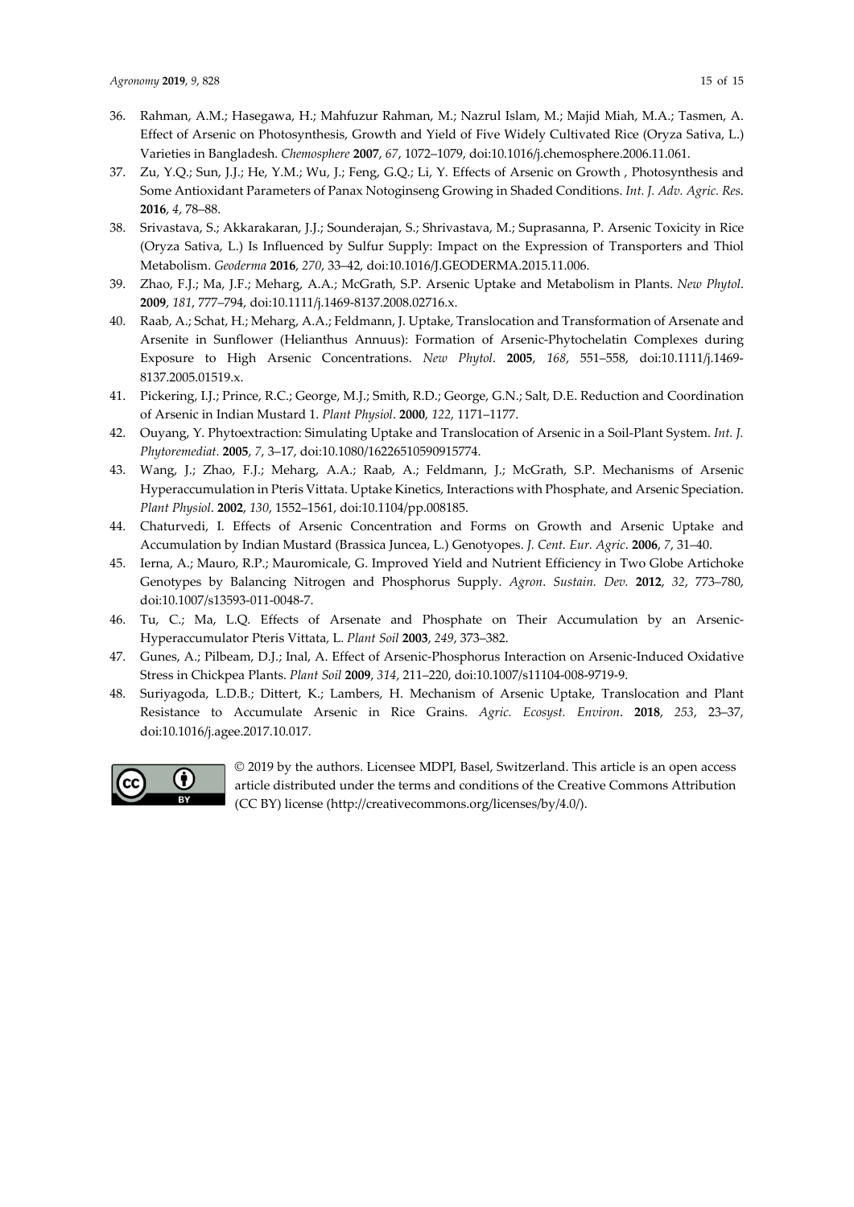36. Rahman, A.M.; Hasegawa, H.; Mahfuzur Rahman, M.; Nazrul Islam, M.; Majid Miah, M.A.; Tasmen, A. Effect of Arsenic on Photosynthesis, Growth and Yield of Five Widely Cultivated Rice (Oryza Sativa, L.) Varieties in Bangladesh. *Chemosphere* **2007**, *67*, 1072–1079, doi:10.1016/j.chemosphere.2006.11.061.
37. Zu, Y.Q.; Sun, J.J.; He, Y.M.; Wu, J.; Feng, G.Q.; Li, Y. Effects of Arsenic on Growth , Photosynthesis and Some Antioxidant Parameters of Panax Notoginseng Growing in Shaded Conditions. *Int. J. Adv. Agric. Res.* **2016**, *4*, 78–88.
38. Srivastava, S.; Akkarakaran, J.J.; Sounderajan, S.; Shrivastava, M.; Suprasanna, P. Arsenic Toxicity in Rice (Oryza Sativa, L.) Is Influenced by Sulfur Supply: Impact on the Expression of Transporters and Thiol Metabolism. *Geoderma* **2016**, *270*, 33–42, doi:10.1016/J.GEODERMA.2015.11.006.
39. Zhao, F.J.; Ma, J.F.; Meharg, A.A.; McGrath, S.P. Arsenic Uptake and Metabolism in Plants. *New Phytol.* **2009**, *181*, 777–794, doi:10.1111/j.1469-8137.2008.02716.x.
40. Raab, A.; Schat, H.; Meharg, A.A.; Feldmann, J. Uptake, Translocation and Transformation of Arsenate and Arsenite in Sunflower (Helianthus Annuus): Formation of Arsenic-Phytochelatin Complexes during Exposure to High Arsenic Concentrations. *New Phytol.* **2005**, *168*, 551–558, doi:10.1111/j.1469-8137.2005.01519.x.
41. Pickering, I.J.; Prince, R.C.; George, M.J.; Smith, R.D.; George, G.N.; Salt, D.E. Reduction and Coordination of Arsenic in Indian Mustard 1. *Plant Physiol.* **2000**, *122*, 1171–1177.
42. Ouyang, Y. Phytoextraction: Simulating Uptake and Translocation of Arsenic in a Soil-Plant System. *Int. J. Phytoremediat.* **2005**, *7*, 3–17, doi:10.1080/16226510590915774.
43. Wang, J.; Zhao, F.J.; Meharg, A.A.; Raab, A.; Feldmann, J.; McGrath, S.P. Mechanisms of Arsenic Hyperaccumulation in Pteris Vittata. Uptake Kinetics, Interactions with Phosphate, and Arsenic Speciation. *Plant Physiol.* **2002**, *130*, 1552–1561, doi:10.1104/pp.008185.
44. Chaturvedi, I. Effects of Arsenic Concentration and Forms on Growth and Arsenic Uptake and Accumulation by Indian Mustard (Brassica Juncea, L.) Genotyopes. *J. Cent. Eur. Agric.* **2006**, *7*, 31–40.
45. Ierna, A.; Mauro, R.P.; Mauromicale, G. Improved Yield and Nutrient Efficiency in Two Globe Artichoke Genotypes by Balancing Nitrogen and Phosphorus Supply. *Agron. Sustain. Dev.* **2012**, *32*, 773–780, doi:10.1007/s13593-011-0048-7.
46. Tu, C.; Ma, L.Q. Effects of Arsenate and Phosphate on Their Accumulation by an Arsenic-Hyperaccumulator Pteris Vittata, L. *Plant Soil* **2003**, *249*, 373–382.
47. Gunes, A.; Pilbeam, D.J.; Inal, A. Effect of Arsenic-Phosphorus Interaction on Arsenic-Induced Oxidative Stress in Chickpea Plants. *Plant Soil* **2009**, *314*, 211–220, doi:10.1007/s11104-008-9719-9.
48. Suriyagoda, L.D.B.; Dittert, K.; Lambers, H. Mechanism of Arsenic Uptake, Translocation and Plant Resistance to Accumulate Arsenic in Rice Grains. *Agric. Ecosyst. Environ.* **2018**, *253*, 23–37, doi:10.1016/j.agee.2017.10.017.

© 2019 by the authors. Licensee MDPI, Basel, Switzerland. This article is an open access article distributed under the terms and conditions of the Creative Commons Attribution (CC BY) license (http://creativecommons.org/licenses/by/4.0/).